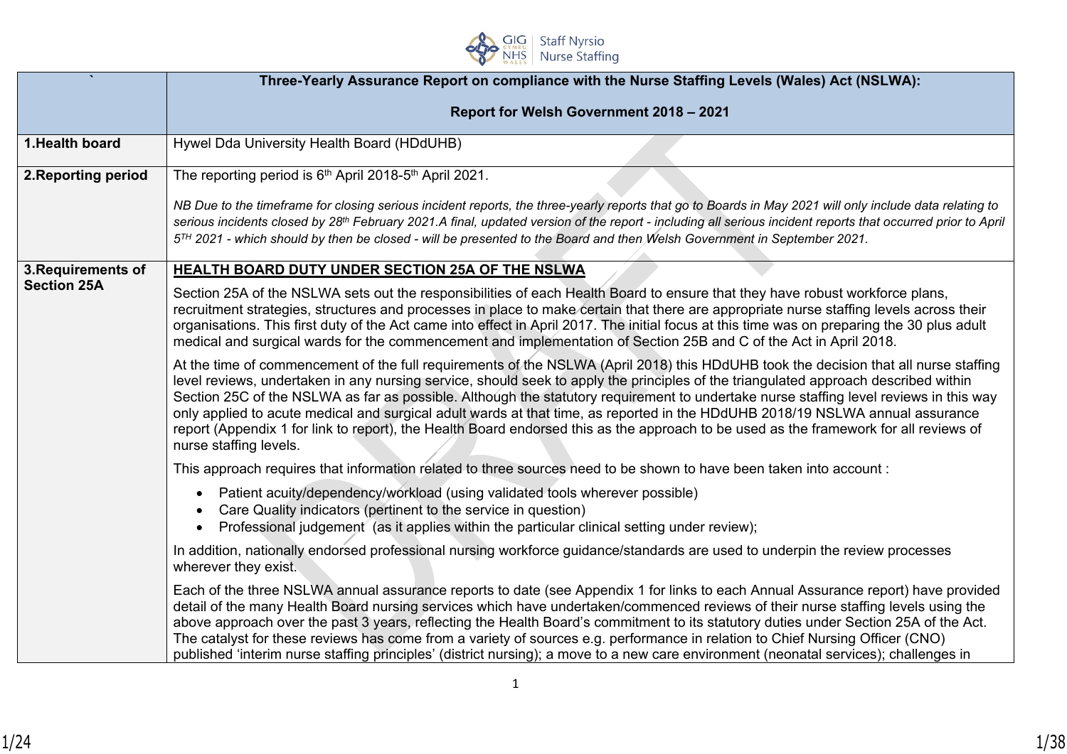| ` | Three-Yearly Assurance Report on compliance with the Nurse Staffing Levels (Wales) Act (NSLWA): <br><br> Report for Welsh Government 2018 – 2021 |
|---|---|
| **1.Health board** | Hywel Dda University Health Board (HDdUHB) |
| **2.Reporting period** | The reporting period is 6th April 2018-5th April 2021. <br><br> *NB Due to the timeframe for closing serious incident reports, the three-yearly reports that go to Boards in May 2021 will only include data relating to serious incidents closed by 28th February 2021.A final, updated version of the report - including all serious incident reports that occurred prior to April 5TH 2021 - which should by then be closed - will be presented to the Board and then Welsh Government in September 2021.* |
| **3.Requirements of Section 25A** | **HEALTH BOARD DUTY UNDER SECTION 25A OF THE NSLWA** <br><br> Section 25A of the NSLWA sets out the responsibilities of each Health Board to ensure that they have robust workforce plans, recruitment strategies, structures and processes in place to make certain that there are appropriate nurse staffing levels across their organisations. This first duty of the Act came into effect in April 2017. The initial focus at this time was on preparing the 30 plus adult medical and surgical wards for the commencement and implementation of Section 25B and C of the Act in April 2018. <br><br> At the time of commencement of the full requirements of the NSLWA (April 2018) this HDdUHB took the decision that all nurse staffing level reviews, undertaken in any nursing service, should seek to apply the principles of the triangulated approach described within Section 25C of the NSLWA as far as possible. Although the statutory requirement to undertake nurse staffing level reviews in this way only applied to acute medical and surgical adult wards at that time, as reported in the HDdUHB 2018/19 NSLWA annual assurance report (Appendix 1 for link to report), the Health Board endorsed this as the approach to be used as the framework for all reviews of nurse staffing levels. <br><br> This approach requires that information related to three sources need to be shown to have been taken into account : <br> • Patient acuity/dependency/workload (using validated tools wherever possible) <br> • Care Quality indicators (pertinent to the service in question) <br> • Professional judgement (as it applies within the particular clinical setting under review); <br><br> In addition, nationally endorsed professional nursing workforce guidance/standards are used to underpin the review processes wherever they exist. <br><br> Each of the three NSLWA annual assurance reports to date (see Appendix 1 for links to each Annual Assurance report) have provided detail of the many Health Board nursing services which have undertaken/commenced reviews of their nurse staffing levels using the above approach over the past 3 years, reflecting the Health Board's commitment to its statutory duties under Section 25A of the Act. The catalyst for these reviews has come from a variety of sources e.g. performance in relation to Chief Nursing Officer (CNO) published 'interim nurse staffing principles' (district nursing); a move to a new care environment (neonatal services); challenges in |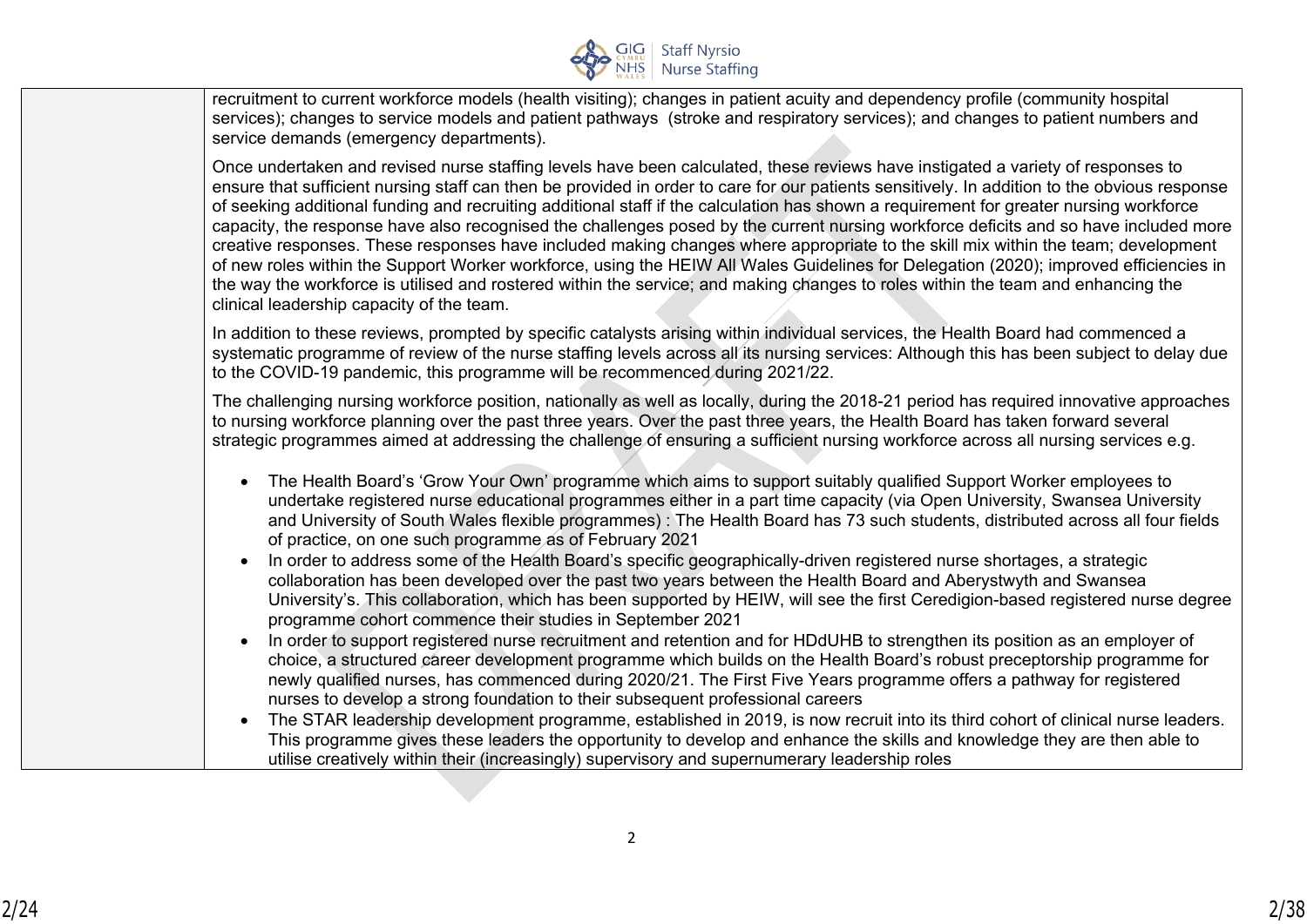| | |
|---|---|
| | recruitment to current workforce models (health visiting); changes in patient acuity and dependency profile (community hospital services); changes to service models and patient pathways (stroke and respiratory services); and changes to patient numbers and service demands (emergency departments).<br><br>Once undertaken and revised nurse staffing levels have been calculated, these reviews have instigated a variety of responses to ensure that sufficient nursing staff can then be provided in order to care for our patients sensitively. In addition to the obvious response of seeking additional funding and recruiting additional staff if the calculation has shown a requirement for greater nursing workforce capacity, the response have also recognised the challenges posed by the current nursing workforce deficits and so have included more creative responses. These responses have included making changes where appropriate to the skill mix within the team; development of new roles within the Support Worker workforce, using the HEIW All Wales Guidelines for Delegation (2020); improved efficiencies in the way the workforce is utilised and rostered within the service; and making changes to roles within the team and enhancing the clinical leadership capacity of the team.<br><br>In addition to these reviews, prompted by specific catalysts arising within individual services, the Health Board had commenced a systematic programme of review of the nurse staffing levels across all its nursing services: Although this has been subject to delay due to the COVID-19 pandemic, this programme will be recommenced during 2021/22.<br><br>The challenging nursing workforce position, nationally as well as locally, during the 2018-21 period has required innovative approaches to nursing workforce planning over the past three years. Over the past three years, the Health Board has taken forward several strategic programmes aimed at addressing the challenge of ensuring a sufficient nursing workforce across all nursing services e.g.<br><br>• The Health Board's 'Grow Your Own' programme which aims to support suitably qualified Support Worker employees to undertake registered nurse educational programmes either in a part time capacity (via Open University, Swansea University and University of South Wales flexible programmes) : The Health Board has 73 such students, distributed across all four fields of practice, on one such programme as of February 2021<br>• In order to address some of the Health Board's specific geographically-driven registered nurse shortages, a strategic collaboration has been developed over the past two years between the Health Board and Aberystwyth and Swansea University's. This collaboration, which has been supported by HEIW, will see the first Ceredigion-based registered nurse degree programme cohort commence their studies in September 2021<br>• In order to support registered nurse recruitment and retention and for HDdUHB to strengthen its position as an employer of choice, a structured career development programme which builds on the Health Board's robust preceptorship programme for newly qualified nurses, has commenced during 2020/21. The First Five Years programme offers a pathway for registered nurses to develop a strong foundation to their subsequent professional careers<br>• The STAR leadership development programme, established in 2019, is now recruit into its third cohort of clinical nurse leaders. This programme gives these leaders the opportunity to develop and enhance the skills and knowledge they are then able to utilise creatively within their (increasingly) supervisory and supernumerary leadership roles |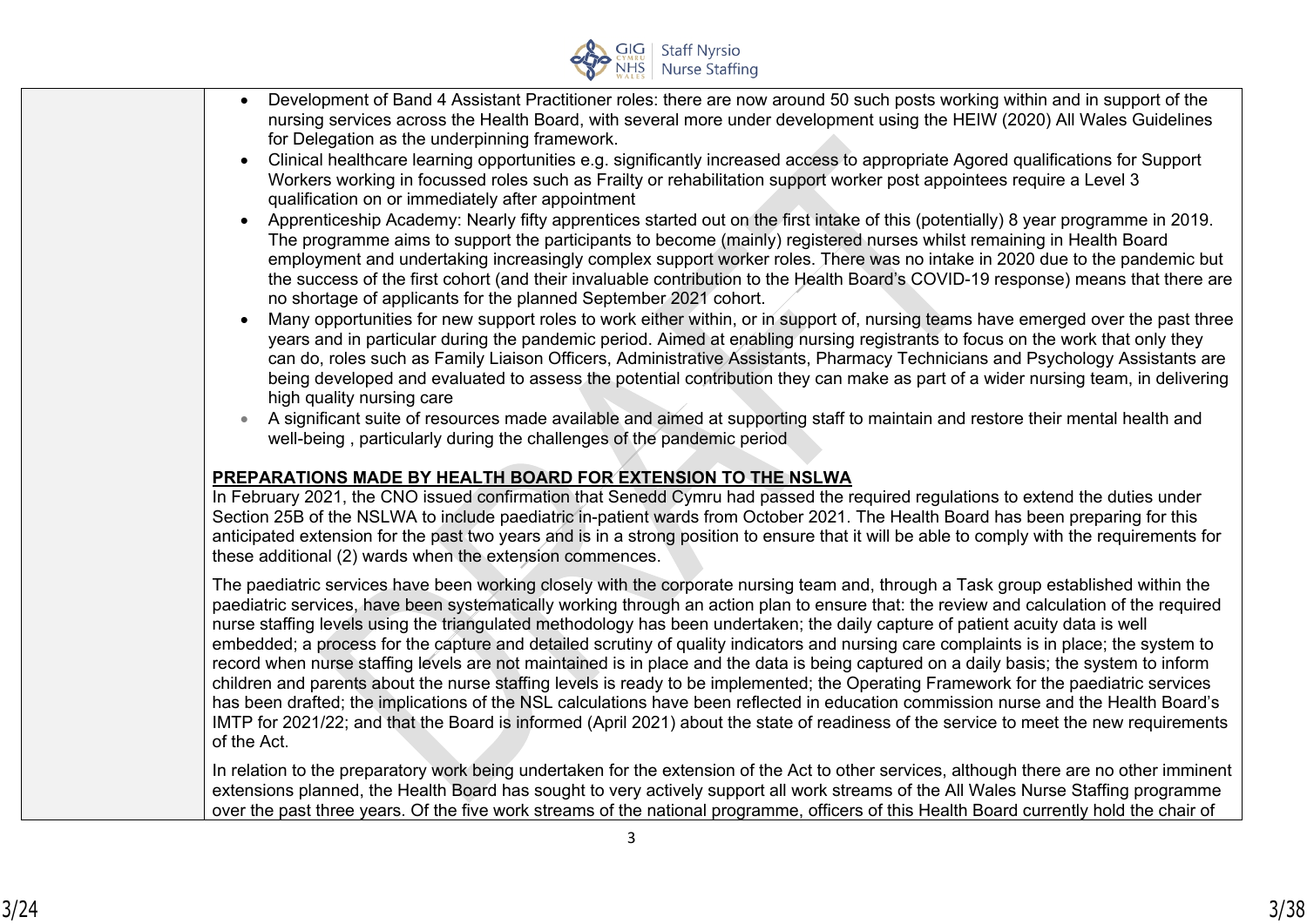- Development of Band 4 Assistant Practitioner roles: there are now around 50 such posts working within and in support of the nursing services across the Health Board, with several more under development using the HEIW (2020) All Wales Guidelines for Delegation as the underpinning framework.
- Clinical healthcare learning opportunities e.g. significantly increased access to appropriate Agored qualifications for Support Workers working in focussed roles such as Frailty or rehabilitation support worker post appointees require a Level 3 qualification on or immediately after appointment
- Apprenticeship Academy: Nearly fifty apprentices started out on the first intake of this (potentially) 8 year programme in 2019. The programme aims to support the participants to become (mainly) registered nurses whilst remaining in Health Board employment and undertaking increasingly complex support worker roles. There was no intake in 2020 due to the pandemic but the success of the first cohort (and their invaluable contribution to the Health Board's COVID-19 response) means that there are no shortage of applicants for the planned September 2021 cohort.
- Many opportunities for new support roles to work either within, or in support of, nursing teams have emerged over the past three years and in particular during the pandemic period. Aimed at enabling nursing registrants to focus on the work that only they can do, roles such as Family Liaison Officers, Administrative Assistants, Pharmacy Technicians and Psychology Assistants are being developed and evaluated to assess the potential contribution they can make as part of a wider nursing team, in delivering high quality nursing care
- A significant suite of resources made available and aimed at supporting staff to maintain and restore their mental health and well-being , particularly during the challenges of the pandemic period

**PREPARATIONS MADE BY HEALTH BOARD FOR EXTENSION TO THE NSLWA**

In February 2021, the CNO issued confirmation that Senedd Cymru had passed the required regulations to extend the duties under Section 25B of the NSLWA to include paediatric in-patient wards from October 2021. The Health Board has been preparing for this anticipated extension for the past two years and is in a strong position to ensure that it will be able to comply with the requirements for these additional (2) wards when the extension commences.

The paediatric services have been working closely with the corporate nursing team and, through a Task group established within the paediatric services, have been systematically working through an action plan to ensure that: the review and calculation of the required nurse staffing levels using the triangulated methodology has been undertaken; the daily capture of patient acuity data is well embedded; a process for the capture and detailed scrutiny of quality indicators and nursing care complaints is in place; the system to record when nurse staffing levels are not maintained is in place and the data is being captured on a daily basis; the system to inform children and parents about the nurse staffing levels is ready to be implemented; the Operating Framework for the paediatric services has been drafted; the implications of the NSL calculations have been reflected in education commission nurse and the Health Board's IMTP for 2021/22; and that the Board is informed (April 2021) about the state of readiness of the service to meet the new requirements of the Act.

In relation to the preparatory work being undertaken for the extension of the Act to other services, although there are no other imminent extensions planned, the Health Board has sought to very actively support all work streams of the All Wales Nurse Staffing programme over the past three years. Of the five work streams of the national programme, officers of this Health Board currently hold the chair of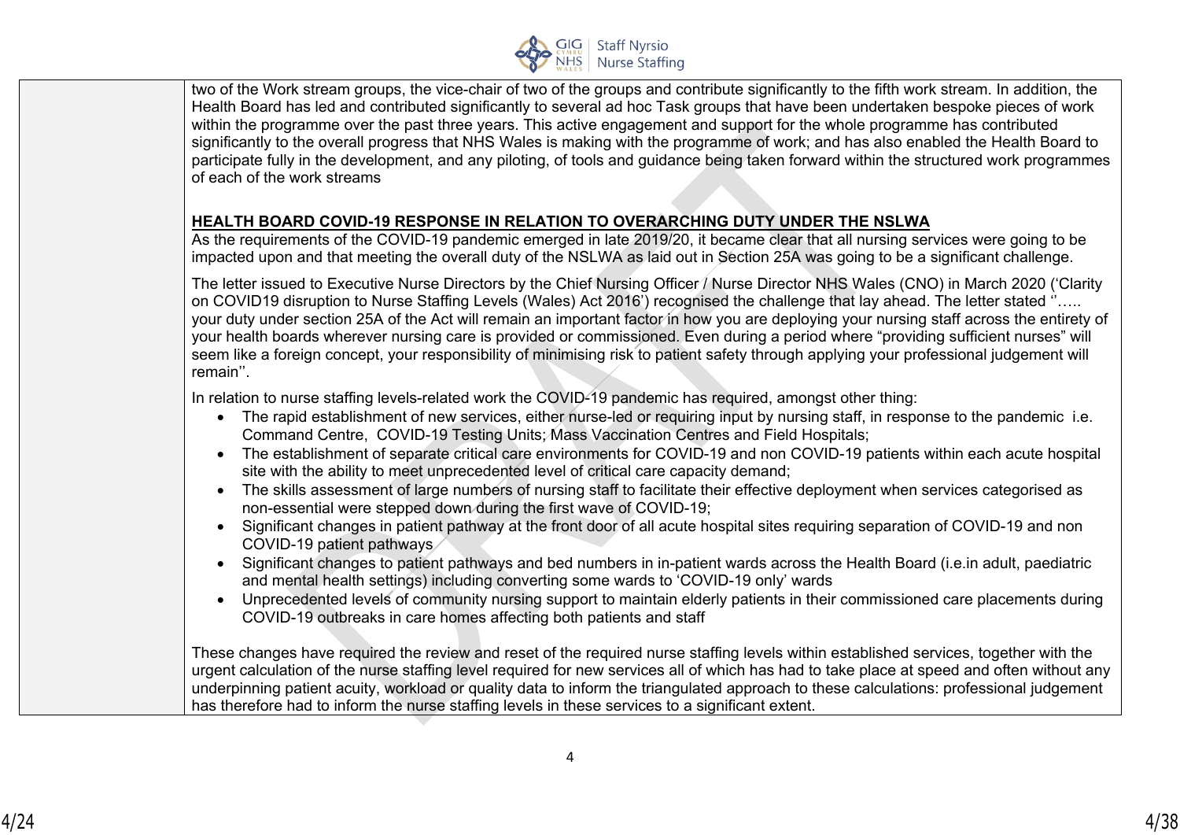| | two of the Work stream groups, the vice-chair of two of the groups and contribute significantly to the fifth work stream. In addition, the Health Board has led and contributed significantly to several ad hoc Task groups that have been undertaken bespoke pieces of work within the programme over the past three years. This active engagement and support for the whole programme has contributed significantly to the overall progress that NHS Wales is making with the programme of work; and has also enabled the Health Board to participate fully in the development, and any piloting, of tools and guidance being taken forward within the structured work programmes of each of the work streams<br><br>**HEALTH BOARD COVID-19 RESPONSE IN RELATION TO OVERARCHING DUTY UNDER THE NSLWA**<br>As the requirements of the COVID-19 pandemic emerged in late 2019/20, it became clear that all nursing services were going to be impacted upon and that meeting the overall duty of the NSLWA as laid out in Section 25A was going to be a significant challenge.<br><br>The letter issued to Executive Nurse Directors by the Chief Nursing Officer / Nurse Director NHS Wales (CNO) in March 2020 ('Clarity on COVID19 disruption to Nurse Staffing Levels (Wales) Act 2016') recognised the challenge that lay ahead. The letter stated ''….. your duty under section 25A of the Act will remain an important factor in how you are deploying your nursing staff across the entirety of your health boards wherever nursing care is provided or commissioned. Even during a period where "providing sufficient nurses" will seem like a foreign concept, your responsibility of minimising risk to patient safety through applying your professional judgement will remain''.<br><br>In relation to nurse staffing levels-related work the COVID-19 pandemic has required, amongst other thing:<br>• The rapid establishment of new services, either nurse-led or requiring input by nursing staff, in response to the pandemic i.e. Command Centre, COVID-19 Testing Units; Mass Vaccination Centres and Field Hospitals;<br>• The establishment of separate critical care environments for COVID-19 and non COVID-19 patients within each acute hospital site with the ability to meet unprecedented level of critical care capacity demand;<br>• The skills assessment of large numbers of nursing staff to facilitate their effective deployment when services categorised as non-essential were stepped down during the first wave of COVID-19;<br>• Significant changes in patient pathway at the front door of all acute hospital sites requiring separation of COVID-19 and non COVID-19 patient pathways<br>• Significant changes to patient pathways and bed numbers in in-patient wards across the Health Board (i.e.in adult, paediatric and mental health settings) including converting some wards to 'COVID-19 only' wards<br>• Unprecedented levels of community nursing support to maintain elderly patients in their commissioned care placements during COVID-19 outbreaks in care homes affecting both patients and staff<br><br>These changes have required the review and reset of the required nurse staffing levels within established services, together with the urgent calculation of the nurse staffing level required for new services all of which has had to take place at speed and often without any underpinning patient acuity, workload or quality data to inform the triangulated approach to these calculations: professional judgement has therefore had to inform the nurse staffing levels in these services to a significant extent. |
|---|---|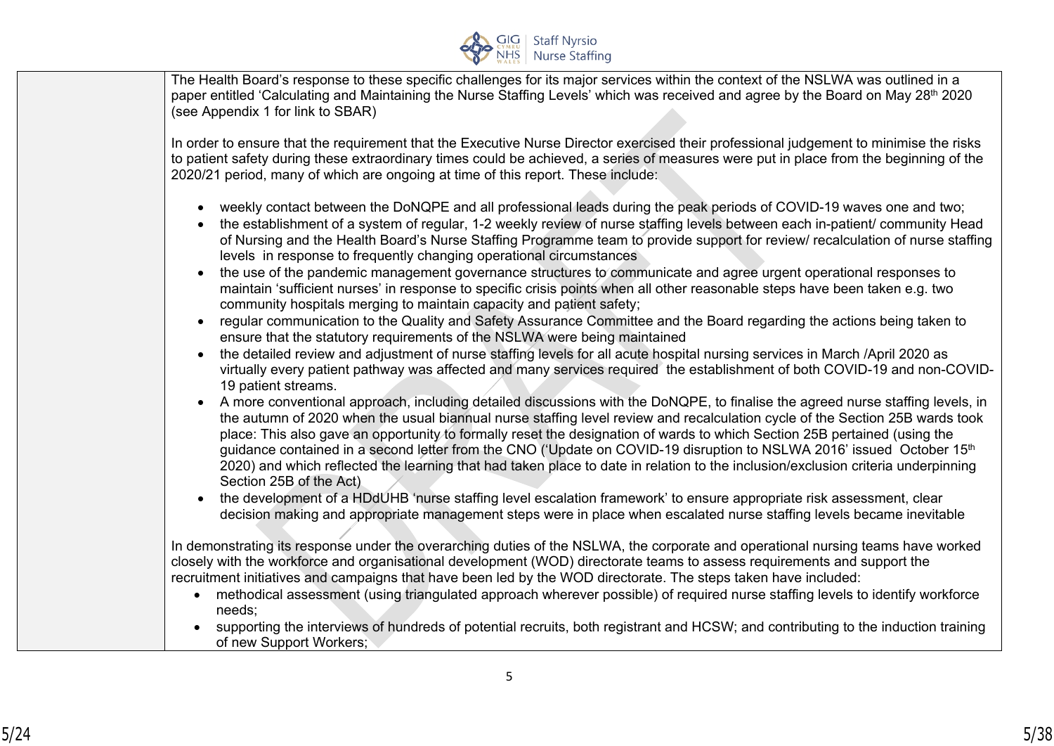| | |
|---|---|
| | The Health Board's response to these specific challenges for its major services within the context of the NSLWA was outlined in a paper entitled 'Calculating and Maintaining the Nurse Staffing Levels' which was received and agree by the Board on May 28th 2020 (see Appendix 1 for link to SBAR)<br><br>In order to ensure that the requirement that the Executive Nurse Director exercised their professional judgement to minimise the risks to patient safety during these extraordinary times could be achieved, a series of measures were put in place from the beginning of the 2020/21 period, many of which are ongoing at time of this report. These include:<br><br>• weekly contact between the DoNQPE and all professional leads during the peak periods of COVID-19 waves one and two;<br>• the establishment of a system of regular, 1-2 weekly review of nurse staffing levels between each in-patient/ community Head of Nursing and the Health Board's Nurse Staffing Programme team to provide support for review/ recalculation of nurse staffing levels in response to frequently changing operational circumstances<br>• the use of the pandemic management governance structures to communicate and agree urgent operational responses to maintain 'sufficient nurses' in response to specific crisis points when all other reasonable steps have been taken e.g. two community hospitals merging to maintain capacity and patient safety;<br>• regular communication to the Quality and Safety Assurance Committee and the Board regarding the actions being taken to ensure that the statutory requirements of the NSLWA were being maintained<br>• the detailed review and adjustment of nurse staffing levels for all acute hospital nursing services in March /April 2020 as virtually every patient pathway was affected and many services required the establishment of both COVID-19 and non-COVID-19 patient streams.<br>• A more conventional approach, including detailed discussions with the DoNQPE, to finalise the agreed nurse staffing levels, in the autumn of 2020 when the usual biannual nurse staffing level review and recalculation cycle of the Section 25B wards took place: This also gave an opportunity to formally reset the designation of wards to which Section 25B pertained (using the guidance contained in a second letter from the CNO ('Update on COVID-19 disruption to NSLWA 2016' issued October 15th 2020) and which reflected the learning that had taken place to date in relation to the inclusion/exclusion criteria underpinning Section 25B of the Act)<br>• the development of a HDdUHB 'nurse staffing level escalation framework' to ensure appropriate risk assessment, clear decision making and appropriate management steps were in place when escalated nurse staffing levels became inevitable<br><br>In demonstrating its response under the overarching duties of the NSLWA, the corporate and operational nursing teams have worked closely with the workforce and organisational development (WOD) directorate teams to assess requirements and support the recruitment initiatives and campaigns that have been led by the WOD directorate. The steps taken have included:<br>• methodical assessment (using triangulated approach wherever possible) of required nurse staffing levels to identify workforce needs;<br>• supporting the interviews of hundreds of potential recruits, both registrant and HCSW; and contributing to the induction training of new Support Workers; |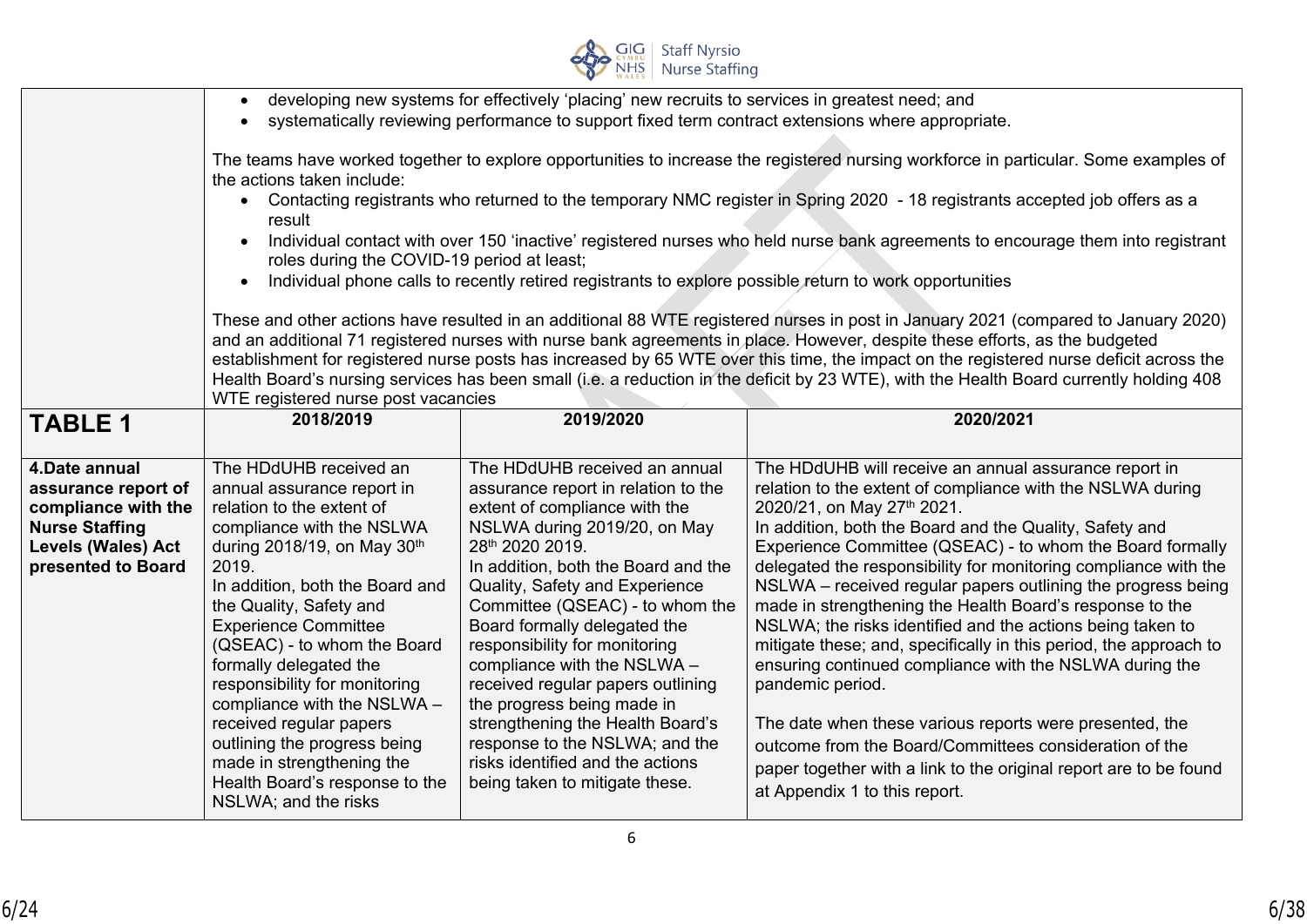| | | | |
|---|---|---|---|
| | • developing new systems for effectively 'placing' new recruits to services in greatest need; and<br>• systematically reviewing performance to support fixed term contract extensions where appropriate.<br><br>The teams have worked together to explore opportunities to increase the registered nursing workforce in particular. Some examples of the actions taken include:<br>• Contacting registrants who returned to the temporary NMC register in Spring 2020 - 18 registrants accepted job offers as a result<br>• Individual contact with over 150 'inactive' registered nurses who held nurse bank agreements to encourage them into registrant roles during the COVID-19 period at least;<br>• Individual phone calls to recently retired registrants to explore possible return to work opportunities<br><br>These and other actions have resulted in an additional 88 WTE registered nurses in post in January 2021 (compared to January 2020) and an additional 71 registered nurses with nurse bank agreements in place. However, despite these efforts, as the budgeted establishment for registered nurse posts has increased by 65 WTE over this time, the impact on the registered nurse deficit across the Health Board's nursing services has been small (i.e. a reduction in the deficit by 23 WTE), with the Health Board currently holding 408 WTE registered nurse post vacancies | | |
| **TABLE 1** | **2018/2019** | **2019/2020** | **2020/2021** |
| **4.Date annual assurance report of compliance with the Nurse Staffing Levels (Wales) Act presented to Board** | The HDdUHB received an annual assurance report in relation to the extent of compliance with the NSLWA during 2018/19, on May 30th 2019.<br>In addition, both the Board and the Quality, Safety and Experience Committee (QSEAC) - to whom the Board formally delegated the responsibility for monitoring compliance with the NSLWA – received regular papers outlining the progress being made in strengthening the Health Board's response to the NSLWA; and the risks | The HDdUHB received an annual assurance report in relation to the extent of compliance with the NSLWA during 2019/20, on May 28th 2020 2019.<br>In addition, both the Board and the Quality, Safety and Experience Committee (QSEAC) - to whom the Board formally delegated the responsibility for monitoring compliance with the NSLWA – received regular papers outlining the progress being made in strengthening the Health Board's response to the NSLWA; and the risks identified and the actions being taken to mitigate these. | The HDdUHB will receive an annual assurance report in relation to the extent of compliance with the NSLWA during 2020/21, on May 27th 2021.<br>In addition, both the Board and the Quality, Safety and Experience Committee (QSEAC) - to whom the Board formally delegated the responsibility for monitoring compliance with the NSLWA – received regular papers outlining the progress being made in strengthening the Health Board's response to the NSLWA; the risks identified and the actions being taken to mitigate these; and, specifically in this period, the approach to ensuring continued compliance with the NSLWA during the pandemic period.<br><br>The date when these various reports were presented, the outcome from the Board/Committees consideration of the paper together with a link to the original report are to be found at Appendix 1 to this report. |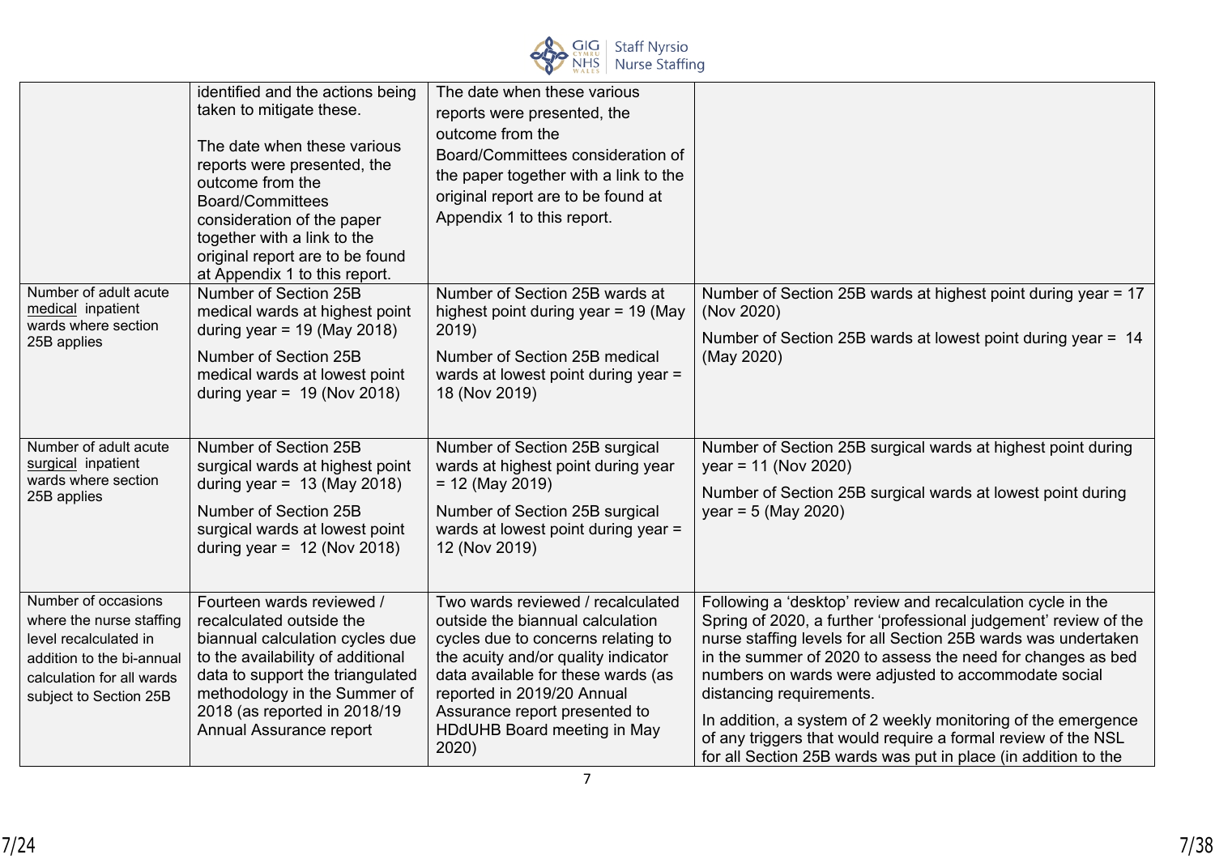| | | | |
|---|---|---|---|
| | identified and the actions being taken to mitigate these.<br><br>The date when these various reports were presented, the outcome from the Board/Committees consideration of the paper together with a link to the original report are to be found at Appendix 1 to this report. | The date when these various reports were presented, the outcome from the Board/Committees consideration of the paper together with a link to the original report are to be found at Appendix 1 to this report. | |
| Number of adult acute medical inpatient wards where section 25B applies | Number of Section 25B medical wards at highest point during year = 19 (May 2018)<br><br>Number of Section 25B medical wards at lowest point during year = 19 (Nov 2018) | Number of Section 25B wards at highest point during year = 19 (May 2019)<br><br>Number of Section 25B medical wards at lowest point during year = 18 (Nov 2019) | Number of Section 25B wards at highest point during year = 17 (Nov 2020)<br><br>Number of Section 25B wards at lowest point during year = 14 (May 2020) |
| Number of adult acute surgical inpatient wards where section 25B applies | Number of Section 25B surgical wards at highest point during year = 13 (May 2018)<br><br>Number of Section 25B surgical wards at lowest point during year = 12 (Nov 2018) | Number of Section 25B surgical wards at highest point during year = 12 (May 2019)<br><br>Number of Section 25B surgical wards at lowest point during year = 12 (Nov 2019) | Number of Section 25B surgical wards at highest point during year = 11 (Nov 2020)<br><br>Number of Section 25B surgical wards at lowest point during year = 5 (May 2020) |
| Number of occasions where the nurse staffing level recalculated in addition to the bi-annual calculation for all wards subject to Section 25B | Fourteen wards reviewed / recalculated outside the biannual calculation cycles due to the availability of additional data to support the triangulated methodology in the Summer of 2018 (as reported in 2018/19 Annual Assurance report | Two wards reviewed / recalculated outside the biannual calculation cycles due to concerns relating to the acuity and/or quality indicator data available for these wards (as reported in 2019/20 Annual Assurance report presented to HDdUHB Board meeting in May 2020) | Following a 'desktop' review and recalculation cycle in the Spring of 2020, a further 'professional judgement' review of the nurse staffing levels for all Section 25B wards was undertaken in the summer of 2020 to assess the need for changes as bed numbers on wards were adjusted to accommodate social distancing requirements.<br><br>In addition, a system of 2 weekly monitoring of the emergence of any triggers that would require a formal review of the NSL for all Section 25B wards was put in place (in addition to the |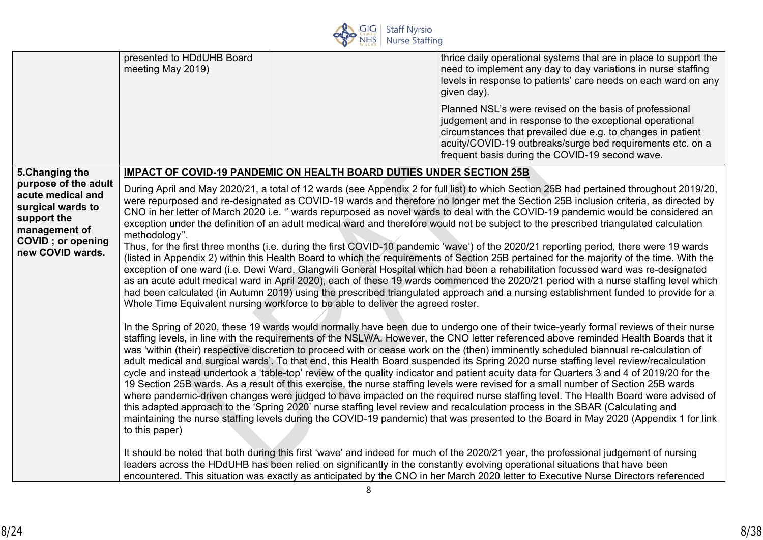| | | | |
|---|---|---|---|
| | presented to HDdUHB Board meeting May 2019) | | thrice daily operational systems that are in place to support the need to implement any day to day variations in nurse staffing levels in response to patients' care needs on each ward on any given day).<br><br>Planned NSL's were revised on the basis of professional judgement and in response to the exceptional operational circumstances that prevailed due e.g. to changes in patient acuity/COVID-19 outbreaks/surge bed requirements etc. on a frequent basis during the COVID-19 second wave. |
| **5.Changing the purpose of the adult acute medical and surgical wards to support the management of COVID ; or opening new COVID wards.** | **<u>IMPACT OF COVID-19 PANDEMIC ON HEALTH BOARD DUTIES UNDER SECTION 25B</u>**<br><br>During April and May 2020/21, a total of 12 wards (see Appendix 2 for full list) to which Section 25B had pertained throughout 2019/20, were repurposed and re-designated as COVID-19 wards and therefore no longer met the Section 25B inclusion criteria, as directed by CNO in her letter of March 2020 i.e. '' wards repurposed as novel wards to deal with the COVID-19 pandemic would be considered an exception under the definition of an adult medical ward and therefore would not be subject to the prescribed triangulated calculation methodology''.<br>Thus, for the first three months (i.e. during the first COVID-10 pandemic 'wave') of the 2020/21 reporting period, there were 19 wards (listed in Appendix 2) within this Health Board to which the requirements of Section 25B pertained for the majority of the time. With the exception of one ward (i.e. Dewi Ward, Glangwili General Hospital which had been a rehabilitation focussed ward was re-designated as an acute adult medical ward in April 2020), each of these 19 wards commenced the 2020/21 period with a nurse staffing level which had been calculated (in Autumn 2019) using the prescribed triangulated approach and a nursing establishment funded to provide for a Whole Time Equivalent nursing workforce to be able to deliver the agreed roster.<br><br>In the Spring of 2020, these 19 wards would normally have been due to undergo one of their twice-yearly formal reviews of their nurse staffing levels, in line with the requirements of the NSLWA. However, the CNO letter referenced above reminded Health Boards that it was 'within (their) respective discretion to proceed with or cease work on the (then) imminently scheduled biannual re-calculation of adult medical and surgical wards'. To that end, this Health Board suspended its Spring 2020 nurse staffing level review/recalculation cycle and instead undertook a 'table-top' review of the quality indicator and patient acuity data for Quarters 3 and 4 of 2019/20 for the 19 Section 25B wards. As a result of this exercise, the nurse staffing levels were revised for a small number of Section 25B wards where pandemic-driven changes were judged to have impacted on the required nurse staffing level. The Health Board were advised of this adapted approach to the 'Spring 2020' nurse staffing level review and recalculation process in the SBAR (Calculating and maintaining the nurse staffing levels during the COVID-19 pandemic) that was presented to the Board in May 2020 (Appendix 1 for link to this paper)<br><br>It should be noted that both during this first 'wave' and indeed for much of the 2020/21 year, the professional judgement of nursing leaders across the HDdUHB has been relied on significantly in the constantly evolving operational situations that have been encountered. This situation was exactly as anticipated by the CNO in her March 2020 letter to Executive Nurse Directors referenced | | |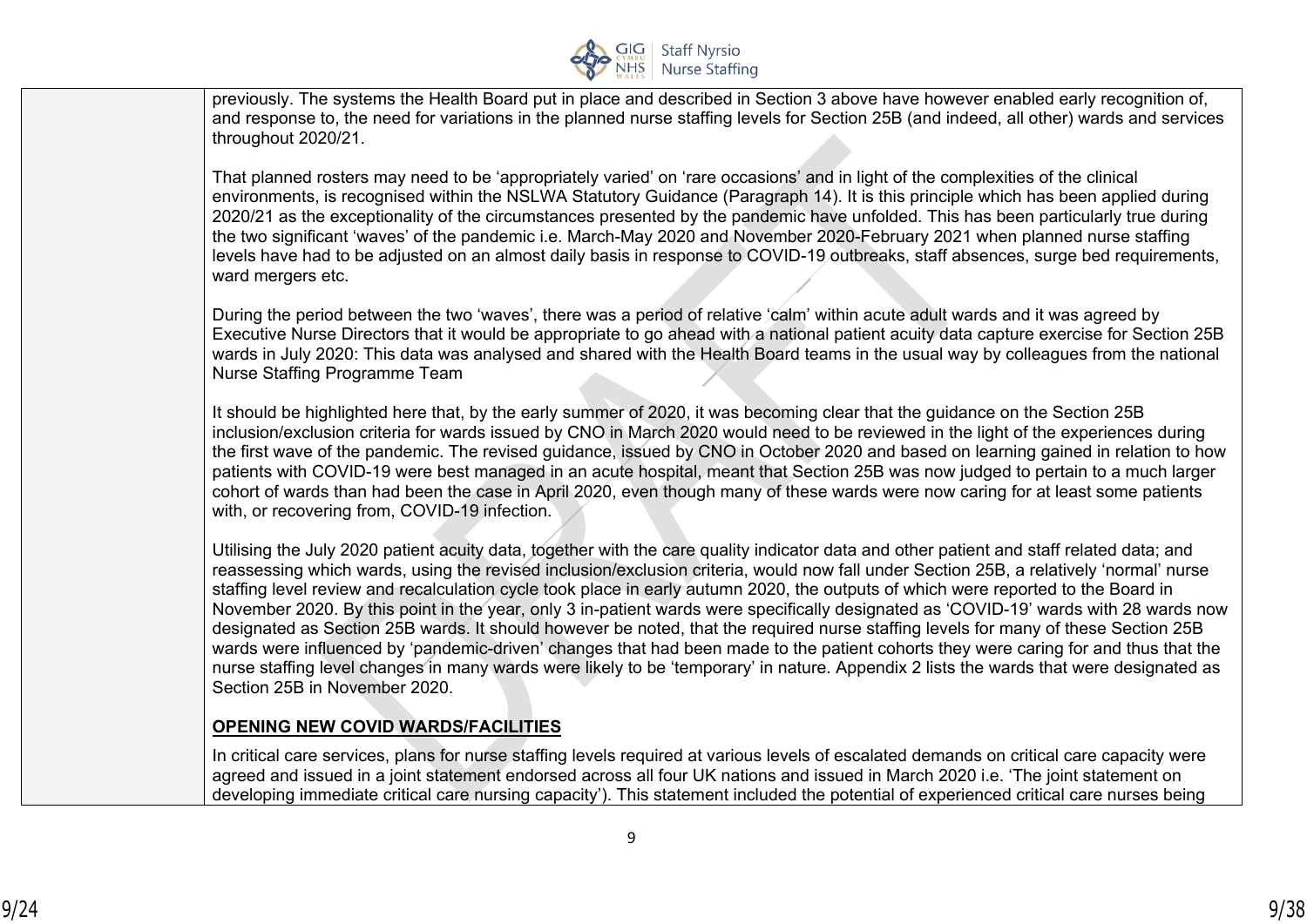| | previously. The systems the Health Board put in place and described in Section 3 above have however enabled early recognition of, and response to, the need for variations in the planned nurse staffing levels for Section 25B (and indeed, all other) wards and services throughout 2020/21.<br><br>That planned rosters may need to be 'appropriately varied' on 'rare occasions' and in light of the complexities of the clinical environments, is recognised within the NSLWA Statutory Guidance (Paragraph 14). It is this principle which has been applied during 2020/21 as the exceptionality of the circumstances presented by the pandemic have unfolded. This has been particularly true during the two significant 'waves' of the pandemic i.e. March-May 2020 and November 2020-February 2021 when planned nurse staffing levels have had to be adjusted on an almost daily basis in response to COVID-19 outbreaks, staff absences, surge bed requirements, ward mergers etc.<br><br>During the period between the two 'waves', there was a period of relative 'calm' within acute adult wards and it was agreed by Executive Nurse Directors that it would be appropriate to go ahead with a national patient acuity data capture exercise for Section 25B wards in July 2020: This data was analysed and shared with the Health Board teams in the usual way by colleagues from the national Nurse Staffing Programme Team<br><br>It should be highlighted here that, by the early summer of 2020, it was becoming clear that the guidance on the Section 25B inclusion/exclusion criteria for wards issued by CNO in March 2020 would need to be reviewed in the light of the experiences during the first wave of the pandemic. The revised guidance, issued by CNO in October 2020 and based on learning gained in relation to how patients with COVID-19 were best managed in an acute hospital, meant that Section 25B was now judged to pertain to a much larger cohort of wards than had been the case in April 2020, even though many of these wards were now caring for at least some patients with, or recovering from, COVID-19 infection.<br><br>Utilising the July 2020 patient acuity data, together with the care quality indicator data and other patient and staff related data; and reassessing which wards, using the revised inclusion/exclusion criteria, would now fall under Section 25B, a relatively 'normal' nurse staffing level review and recalculation cycle took place in early autumn 2020, the outputs of which were reported to the Board in November 2020. By this point in the year, only 3 in-patient wards were specifically designated as 'COVID-19' wards with 28 wards now designated as Section 25B wards. It should however be noted, that the required nurse staffing levels for many of these Section 25B wards were influenced by 'pandemic-driven' changes that had been made to the patient cohorts they were caring for and thus that the nurse staffing level changes in many wards were likely to be 'temporary' in nature. Appendix 2 lists the wards that were designated as Section 25B in November 2020.<br><br>**OPENING NEW COVID WARDS/FACILITIES**<br><br>In critical care services, plans for nurse staffing levels required at various levels of escalated demands on critical care capacity were agreed and issued in a joint statement endorsed across all four UK nations and issued in March 2020 i.e. 'The joint statement on developing immediate critical care nursing capacity'). This statement included the potential of experienced critical care nurses being |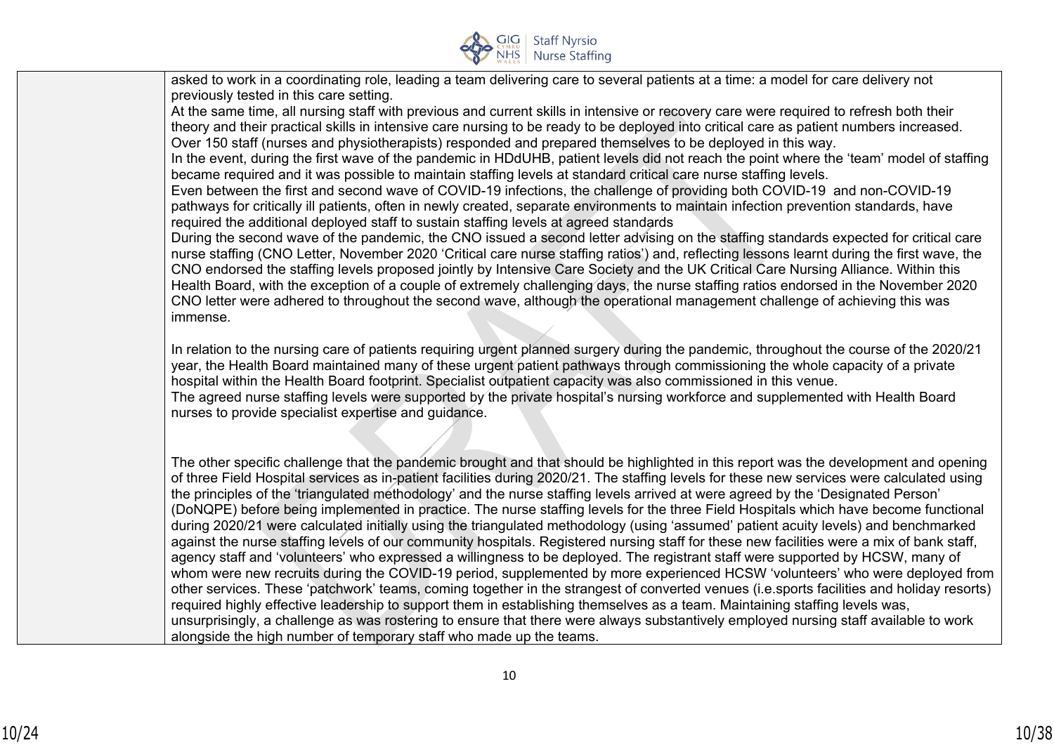| | |
|---|---|
| | asked to work in a coordinating role, leading a team delivering care to several patients at a time: a model for care delivery not previously tested in this care setting.<br>At the same time, all nursing staff with previous and current skills in intensive or recovery care were required to refresh both their theory and their practical skills in intensive care nursing to be ready to be deployed into critical care as patient numbers increased. Over 150 staff (nurses and physiotherapists) responded and prepared themselves to be deployed in this way.<br>In the event, during the first wave of the pandemic in HDdUHB, patient levels did not reach the point where the 'team' model of staffing became required and it was possible to maintain staffing levels at standard critical care nurse staffing levels.<br>Even between the first and second wave of COVID-19 infections, the challenge of providing both COVID-19 and non-COVID-19 pathways for critically ill patients, often in newly created, separate environments to maintain infection prevention standards, have required the additional deployed staff to sustain staffing levels at agreed standards<br>During the second wave of the pandemic, the CNO issued a second letter advising on the staffing standards expected for critical care nurse staffing (CNO Letter, November 2020 'Critical care nurse staffing ratios') and, reflecting lessons learnt during the first wave, the CNO endorsed the staffing levels proposed jointly by Intensive Care Society and the UK Critical Care Nursing Alliance. Within this Health Board, with the exception of a couple of extremely challenging days, the nurse staffing ratios endorsed in the November 2020 CNO letter were adhered to throughout the second wave, although the operational management challenge of achieving this was immense.<br><br>In relation to the nursing care of patients requiring urgent planned surgery during the pandemic, throughout the course of the 2020/21 year, the Health Board maintained many of these urgent patient pathways through commissioning the whole capacity of a private hospital within the Health Board footprint. Specialist outpatient capacity was also commissioned in this venue.<br>The agreed nurse staffing levels were supported by the private hospital's nursing workforce and supplemented with Health Board nurses to provide specialist expertise and guidance.<br><br>The other specific challenge that the pandemic brought and that should be highlighted in this report was the development and opening of three Field Hospital services as in-patient facilities during 2020/21. The staffing levels for these new services were calculated using the principles of the 'triangulated methodology' and the nurse staffing levels arrived at were agreed by the 'Designated Person' (DoNQPE) before being implemented in practice. The nurse staffing levels for the three Field Hospitals which have become functional during 2020/21 were calculated initially using the triangulated methodology (using 'assumed' patient acuity levels) and benchmarked against the nurse staffing levels of our community hospitals. Registered nursing staff for these new facilities were a mix of bank staff, agency staff and 'volunteers' who expressed a willingness to be deployed. The registrant staff were supported by HCSW, many of whom were new recruits during the COVID-19 period, supplemented by more experienced HCSW 'volunteers' who were deployed from other services. These 'patchwork' teams, coming together in the strangest of converted venues (i.e.sports facilities and holiday resorts) required highly effective leadership to support them in establishing themselves as a team. Maintaining staffing levels was, unsurprisingly, a challenge as was rostering to ensure that there were always substantively employed nursing staff available to work alongside the high number of temporary staff who made up the teams. |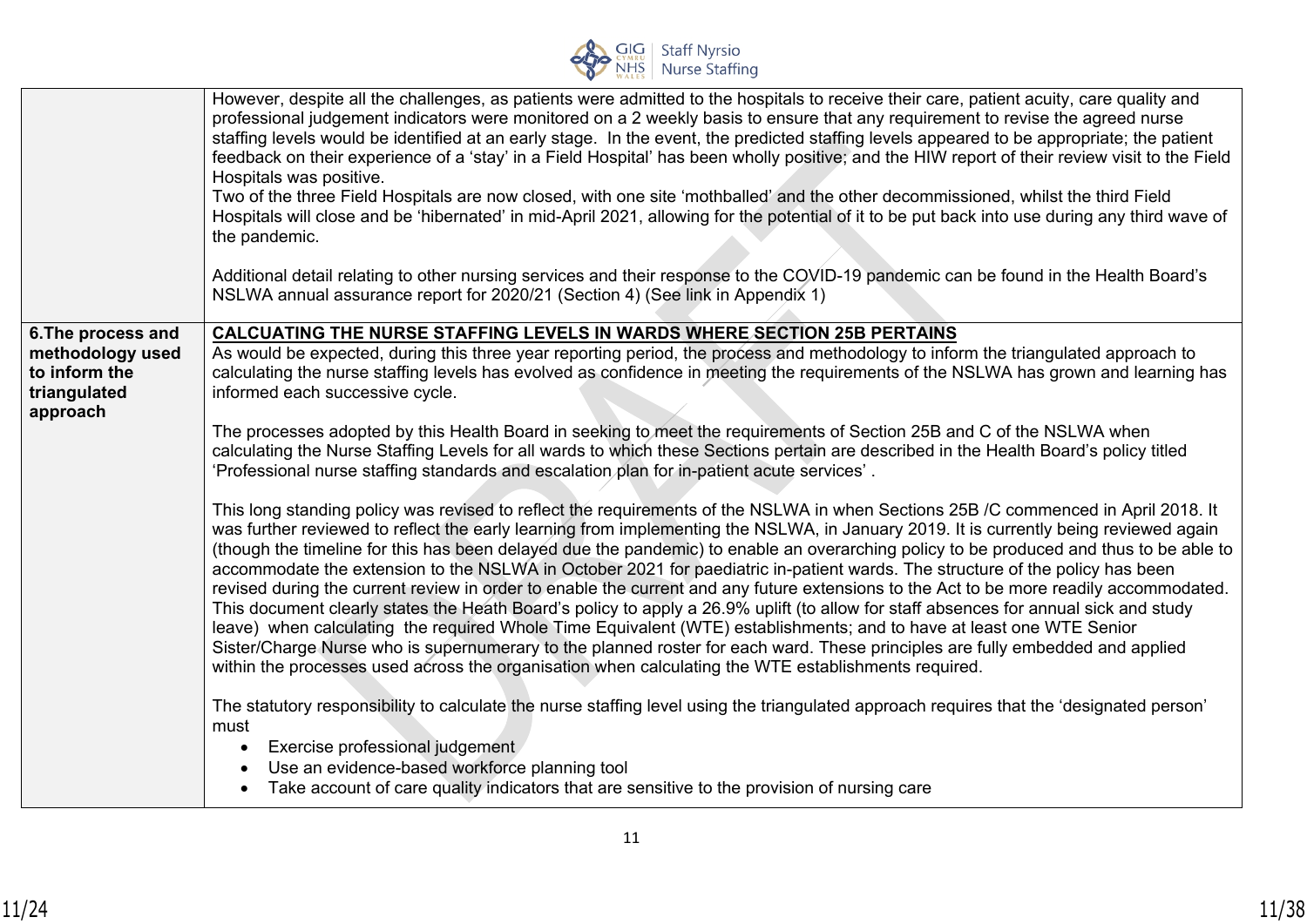| | |
|---|---|
| | However, despite all the challenges, as patients were admitted to the hospitals to receive their care, patient acuity, care quality and professional judgement indicators were monitored on a 2 weekly basis to ensure that any requirement to revise the agreed nurse staffing levels would be identified at an early stage. In the event, the predicted staffing levels appeared to be appropriate; the patient feedback on their experience of a 'stay' in a Field Hospital' has been wholly positive; and the HIW report of their review visit to the Field Hospitals was positive.<br>Two of the three Field Hospitals are now closed, with one site 'mothballed' and the other decommissioned, whilst the third Field Hospitals will close and be 'hibernated' in mid-April 2021, allowing for the potential of it to be put back into use during any third wave of the pandemic.<br><br>Additional detail relating to other nursing services and their response to the COVID-19 pandemic can be found in the Health Board's NSLWA annual assurance report for 2020/21 (Section 4) (See link in Appendix 1) |
| **6.The process and methodology used to inform the triangulated approach** | **<u>CALCUATING THE NURSE STAFFING LEVELS IN WARDS WHERE SECTION 25B PERTAINS</u>**<br>As would be expected, during this three year reporting period, the process and methodology to inform the triangulated approach to calculating the nurse staffing levels has evolved as confidence in meeting the requirements of the NSLWA has grown and learning has informed each successive cycle.<br><br>The processes adopted by this Health Board in seeking to meet the requirements of Section 25B and C of the NSLWA when calculating the Nurse Staffing Levels for all wards to which these Sections pertain are described in the Health Board's policy titled 'Professional nurse staffing standards and escalation plan for in-patient acute services' .<br><br>This long standing policy was revised to reflect the requirements of the NSLWA in when Sections 25B /C commenced in April 2018. It was further reviewed to reflect the early learning from implementing the NSLWA, in January 2019. It is currently being reviewed again (though the timeline for this has been delayed due the pandemic) to enable an overarching policy to be produced and thus to be able to accommodate the extension to the NSLWA in October 2021 for paediatric in-patient wards. The structure of the policy has been revised during the current review in order to enable the current and any future extensions to the Act to be more readily accommodated. This document clearly states the Heath Board's policy to apply a 26.9% uplift (to allow for staff absences for annual sick and study leave) when calculating the required Whole Time Equivalent (WTE) establishments; and to have at least one WTE Senior Sister/Charge Nurse who is supernumerary to the planned roster for each ward. These principles are fully embedded and applied within the processes used across the organisation when calculating the WTE establishments required.<br><br>The statutory responsibility to calculate the nurse staffing level using the triangulated approach requires that the 'designated person' must<br>• Exercise professional judgement<br>• Use an evidence-based workforce planning tool<br>• Take account of care quality indicators that are sensitive to the provision of nursing care |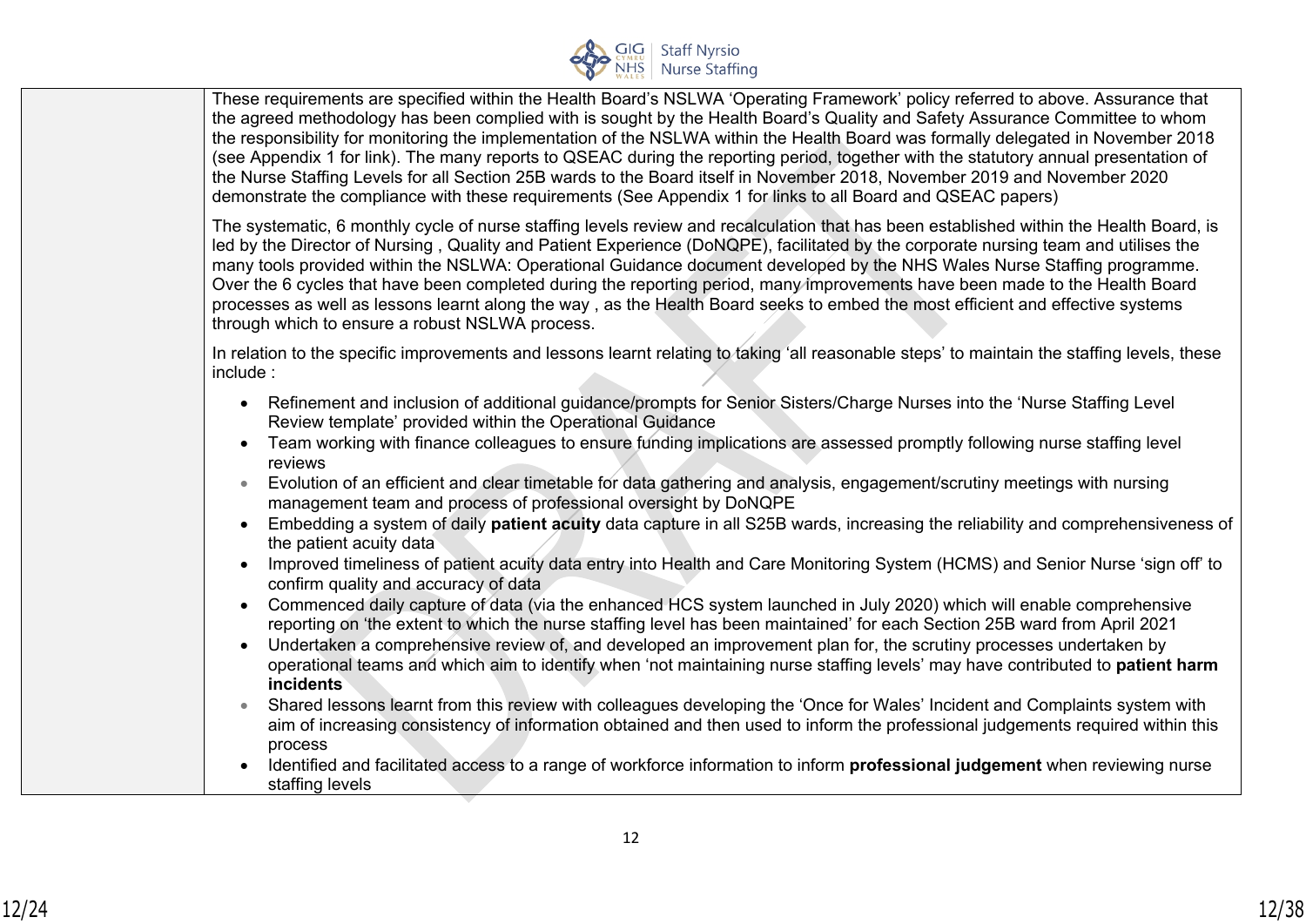| | |
|---|---|
| | These requirements are specified within the Health Board's NSLWA 'Operating Framework' policy referred to above. Assurance that the agreed methodology has been complied with is sought by the Health Board's Quality and Safety Assurance Committee to whom the responsibility for monitoring the implementation of the NSLWA within the Health Board was formally delegated in November 2018 (see Appendix 1 for link). The many reports to QSEAC during the reporting period, together with the statutory annual presentation of the Nurse Staffing Levels for all Section 25B wards to the Board itself in November 2018, November 2019 and November 2020 demonstrate the compliance with these requirements (See Appendix 1 for links to all Board and QSEAC papers)<br><br>The systematic, 6 monthly cycle of nurse staffing levels review and recalculation that has been established within the Health Board, is led by the Director of Nursing , Quality and Patient Experience (DoNQPE), facilitated by the corporate nursing team and utilises the many tools provided within the NSLWA: Operational Guidance document developed by the NHS Wales Nurse Staffing programme. Over the 6 cycles that have been completed during the reporting period, many improvements have been made to the Health Board processes as well as lessons learnt along the way , as the Health Board seeks to embed the most efficient and effective systems through which to ensure a robust NSLWA process.<br><br>In relation to the specific improvements and lessons learnt relating to taking 'all reasonable steps' to maintain the staffing levels, these include :<br><br>• Refinement and inclusion of additional guidance/prompts for Senior Sisters/Charge Nurses into the 'Nurse Staffing Level Review template' provided within the Operational Guidance<br>• Team working with finance colleagues to ensure funding implications are assessed promptly following nurse staffing level reviews<br>• Evolution of an efficient and clear timetable for data gathering and analysis, engagement/scrutiny meetings with nursing management team and process of professional oversight by DoNQPE<br>• Embedding a system of daily **patient acuity** data capture in all S25B wards, increasing the reliability and comprehensiveness of the patient acuity data<br>• Improved timeliness of patient acuity data entry into Health and Care Monitoring System (HCMS) and Senior Nurse 'sign off' to confirm quality and accuracy of data<br>• Commenced daily capture of data (via the enhanced HCS system launched in July 2020) which will enable comprehensive reporting on 'the extent to which the nurse staffing level has been maintained' for each Section 25B ward from April 2021<br>• Undertaken a comprehensive review of, and developed an improvement plan for, the scrutiny processes undertaken by operational teams and which aim to identify when 'not maintaining nurse staffing levels' may have contributed to **patient harm incidents**<br>• Shared lessons learnt from this review with colleagues developing the 'Once for Wales' Incident and Complaints system with aim of increasing consistency of information obtained and then used to inform the professional judgements required within this process<br>• Identified and facilitated access to a range of workforce information to inform **professional judgement** when reviewing nurse staffing levels |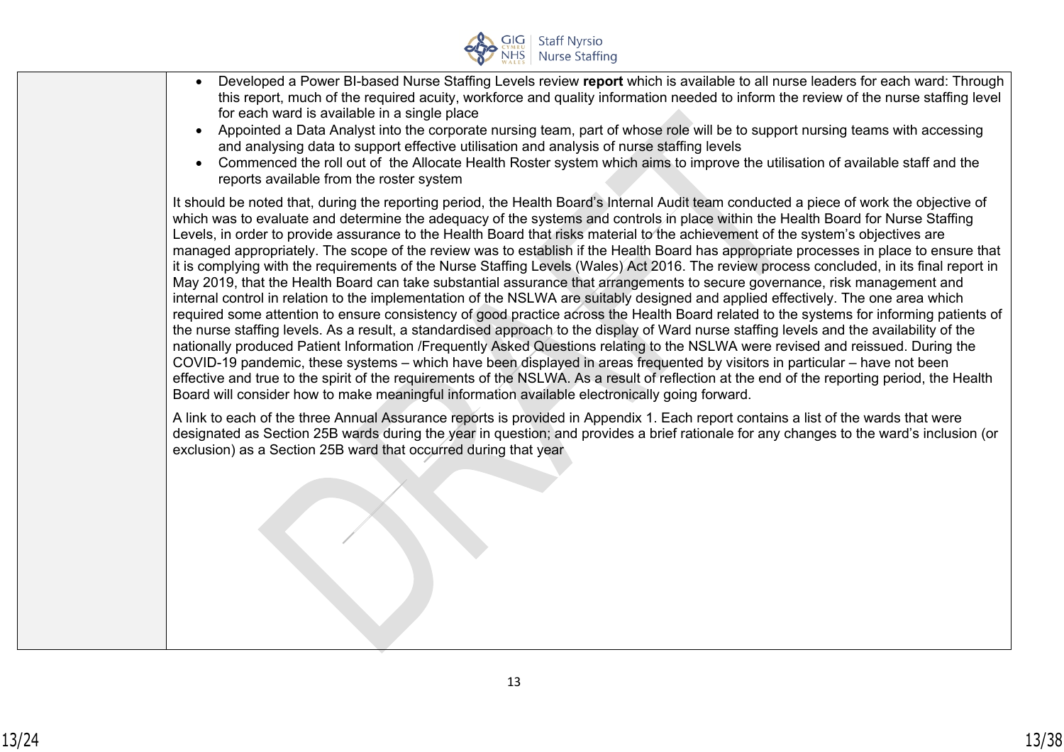|  |  |
|---|---|
|  | • Developed a Power BI-based Nurse Staffing Levels review **report** which is available to all nurse leaders for each ward: Through this report, much of the required acuity, workforce and quality information needed to inform the review of the nurse staffing level for each ward is available in a single place<br>• Appointed a Data Analyst into the corporate nursing team, part of whose role will be to support nursing teams with accessing and analysing data to support effective utilisation and analysis of nurse staffing levels<br>• Commenced the roll out of the Allocate Health Roster system which aims to improve the utilisation of available staff and the reports available from the roster system<br><br>It should be noted that, during the reporting period, the Health Board's Internal Audit team conducted a piece of work the objective of which was to evaluate and determine the adequacy of the systems and controls in place within the Health Board for Nurse Staffing Levels, in order to provide assurance to the Health Board that risks material to the achievement of the system's objectives are managed appropriately. The scope of the review was to establish if the Health Board has appropriate processes in place to ensure that it is complying with the requirements of the Nurse Staffing Levels (Wales) Act 2016. The review process concluded, in its final report in May 2019, that the Health Board can take substantial assurance that arrangements to secure governance, risk management and internal control in relation to the implementation of the NSLWA are suitably designed and applied effectively. The one area which required some attention to ensure consistency of good practice across the Health Board related to the systems for informing patients of the nurse staffing levels. As a result, a standardised approach to the display of Ward nurse staffing levels and the availability of the nationally produced Patient Information /Frequently Asked Questions relating to the NSLWA were revised and reissued. During the COVID-19 pandemic, these systems – which have been displayed in areas frequented by visitors in particular – have not been effective and true to the spirit of the requirements of the NSLWA. As a result of reflection at the end of the reporting period, the Health Board will consider how to make meaningful information available electronically going forward.<br><br>A link to each of the three Annual Assurance reports is provided in Appendix 1. Each report contains a list of the wards that were designated as Section 25B wards during the year in question; and provides a brief rationale for any changes to the ward's inclusion (or exclusion) as a Section 25B ward that occurred during that year |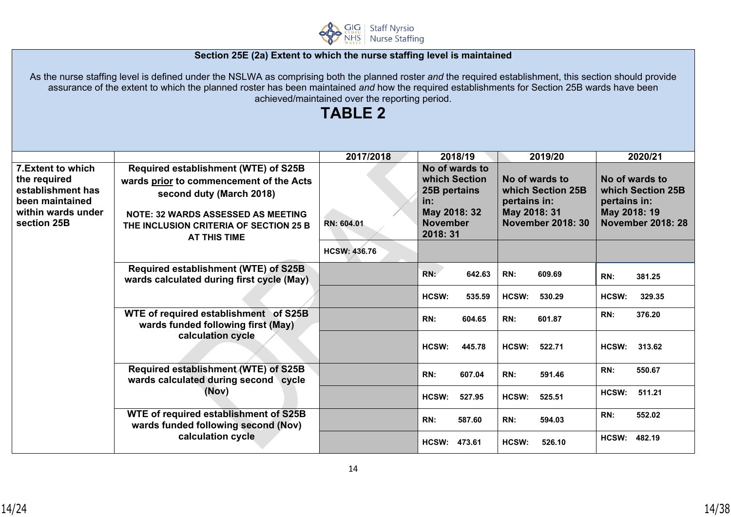**Section 25E (2a) Extent to which the nurse staffing level is maintained**

As the nurse staffing level is defined under the NSLWA as comprising both the planned roster *and* the required establishment, this section should provide assurance of the extent to which the planned roster has been maintained *and* how the required establishments for Section 25B wards have been achieved/maintained over the reporting period.

# TABLE 2

| | | 2017/2018 | 2018/19 | 2019/20 | 2020/21 |
|---|---|---|---|---|---|
| **7.Extent to which the required establishment has been maintained within wards under section 25B** | **Required establishment (WTE) of S25B wards prior to commencement of the Acts second duty (March 2018)** **NOTE: 32 WARDS ASSESSED AS MEETING THE INCLUSION CRITERIA OF SECTION 25 B AT THIS TIME** | RN: 604.01 | **No of wards to which Section 25B pertains in: May 2018: 32 November 2018: 31** | **No of wards to which Section 25B pertains in: May 2018: 31 November 2018: 30** | **No of wards to which Section 25B pertains in: May 2018: 19 November 2018: 28** |
| | | HCSW: 436.76 | | | |
| | **Required establishment (WTE) of S25B wards calculated during first cycle (May)** | | **RN: 642.63** | **RN: 609.69** | **RN: 381.25** |
| | | | **HCSW: 535.59** | **HCSW: 530.29** | **HCSW: 329.35** |
| | **WTE of required establishment of S25B wards funded following first (May) calculation cycle** | | **RN: 604.65** | **RN: 601.87** | **RN: 376.20** |
| | | | **HCSW: 445.78** | **HCSW: 522.71** | **HCSW: 313.62** |
| | **Required establishment (WTE) of S25B wards calculated during second cycle (Nov)** | | **RN: 607.04** | **RN: 591.46** | **RN: 550.67** |
| | | | **HCSW: 527.95** | **HCSW: 525.51** | **HCSW: 511.21** |
| | **WTE of required establishment of S25B wards funded following second (Nov) calculation cycle** | | **RN: 587.60** | **RN: 594.03** | **RN: 552.02** |
| | | | **HCSW: 473.61** | **HCSW: 526.10** | **HCSW: 482.19** |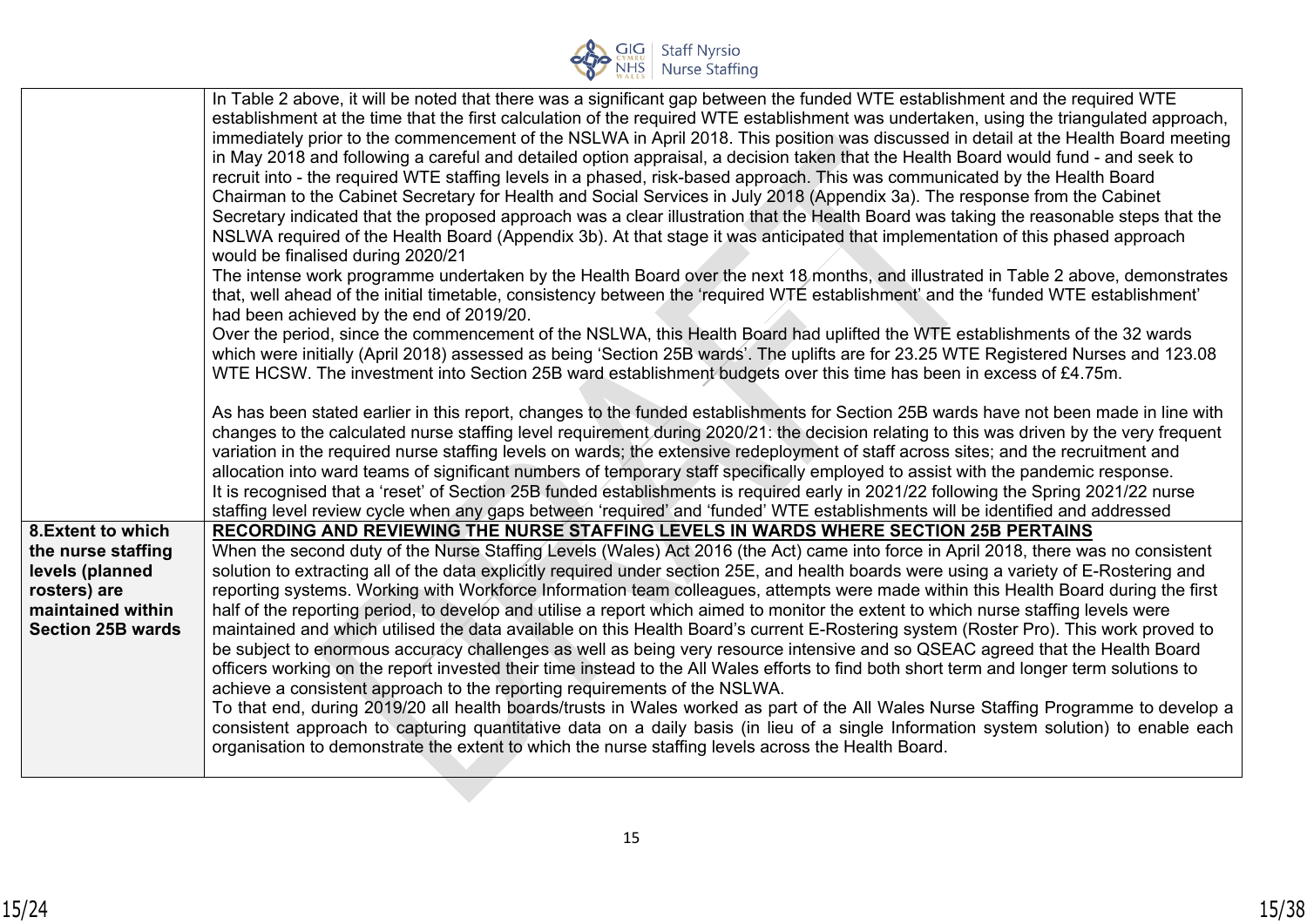| | |
|---|---|
| | In Table 2 above, it will be noted that there was a significant gap between the funded WTE establishment and the required WTE establishment at the time that the first calculation of the required WTE establishment was undertaken, using the triangulated approach, immediately prior to the commencement of the NSLWA in April 2018. This position was discussed in detail at the Health Board meeting in May 2018 and following a careful and detailed option appraisal, a decision taken that the Health Board would fund - and seek to recruit into - the required WTE staffing levels in a phased, risk-based approach. This was communicated by the Health Board Chairman to the Cabinet Secretary for Health and Social Services in July 2018 (Appendix 3a). The response from the Cabinet Secretary indicated that the proposed approach was a clear illustration that the Health Board was taking the reasonable steps that the NSLWA required of the Health Board (Appendix 3b). At that stage it was anticipated that implementation of this phased approach would be finalised during 2020/21<br>The intense work programme undertaken by the Health Board over the next 18 months, and illustrated in Table 2 above, demonstrates that, well ahead of the initial timetable, consistency between the 'required WTE establishment' and the 'funded WTE establishment' had been achieved by the end of 2019/20.<br>Over the period, since the commencement of the NSLWA, this Health Board had uplifted the WTE establishments of the 32 wards which were initially (April 2018) assessed as being 'Section 25B wards'. The uplifts are for 23.25 WTE Registered Nurses and 123.08 WTE HCSW. The investment into Section 25B ward establishment budgets over this time has been in excess of £4.75m.<br><br>As has been stated earlier in this report, changes to the funded establishments for Section 25B wards have not been made in line with changes to the calculated nurse staffing level requirement during 2020/21: the decision relating to this was driven by the very frequent variation in the required nurse staffing levels on wards; the extensive redeployment of staff across sites; and the recruitment and allocation into ward teams of significant numbers of temporary staff specifically employed to assist with the pandemic response.<br>It is recognised that a 'reset' of Section 25B funded establishments is required early in 2021/22 following the Spring 2021/22 nurse staffing level review cycle when any gaps between 'required' and 'funded' WTE establishments will be identified and addressed |
| **8.Extent to which the nurse staffing levels (planned rosters) are maintained within Section 25B wards** | **RECORDING AND REVIEWING THE NURSE STAFFING LEVELS IN WARDS WHERE SECTION 25B PERTAINS**<br>When the second duty of the Nurse Staffing Levels (Wales) Act 2016 (the Act) came into force in April 2018, there was no consistent solution to extracting all of the data explicitly required under section 25E, and health boards were using a variety of E-Rostering and reporting systems. Working with Workforce Information team colleagues, attempts were made within this Health Board during the first half of the reporting period, to develop and utilise a report which aimed to monitor the extent to which nurse staffing levels were maintained and which utilised the data available on this Health Board's current E-Rostering system (Roster Pro). This work proved to be subject to enormous accuracy challenges as well as being very resource intensive and so QSEAC agreed that the Health Board officers working on the report invested their time instead to the All Wales efforts to find both short term and longer term solutions to achieve a consistent approach to the reporting requirements of the NSLWA.<br>To that end, during 2019/20 all health boards/trusts in Wales worked as part of the All Wales Nurse Staffing Programme to develop a consistent approach to capturing quantitative data on a daily basis (in lieu of a single Information system solution) to enable each organisation to demonstrate the extent to which the nurse staffing levels across the Health Board. |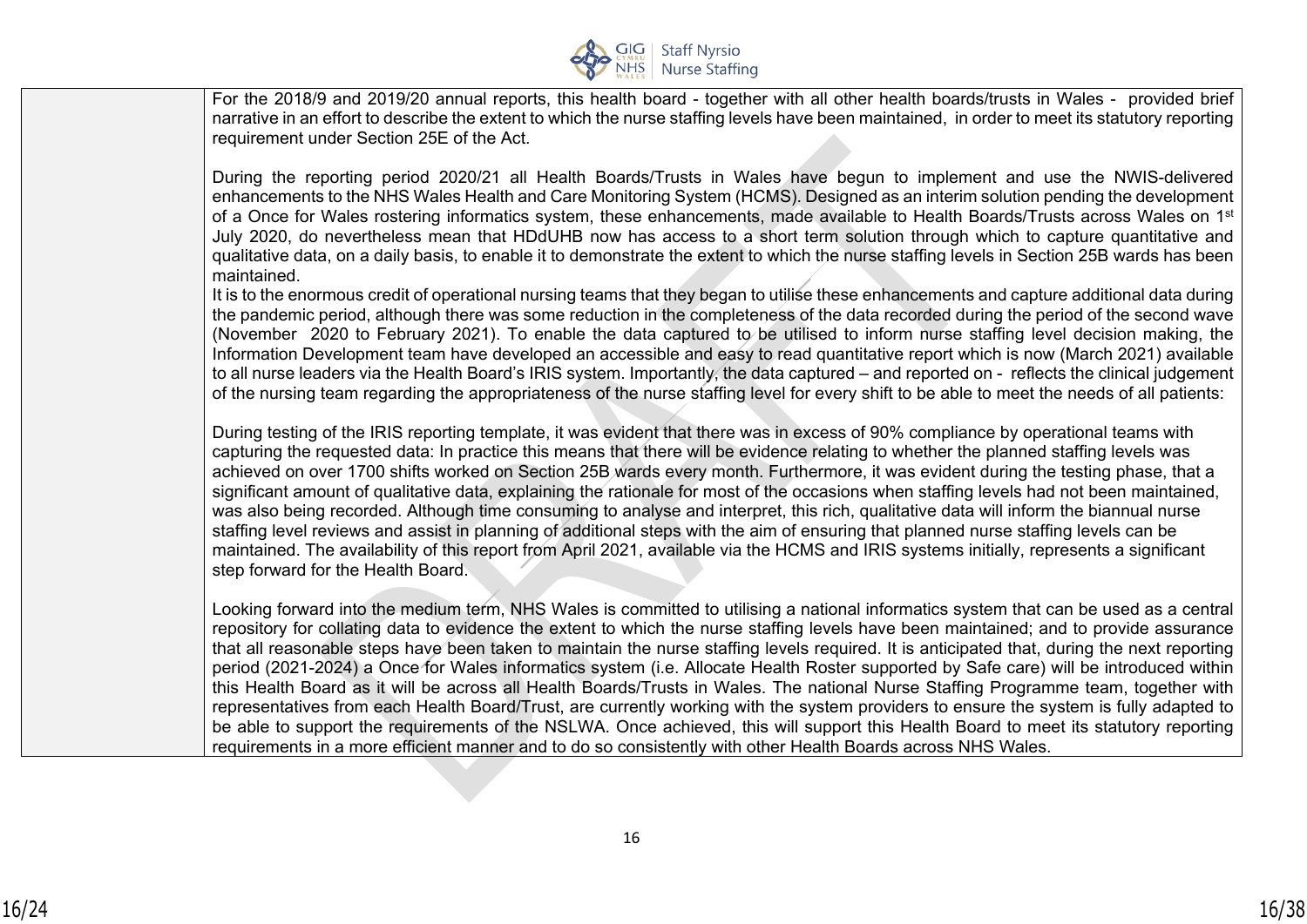| | |
|---|---|
| | For the 2018/9 and 2019/20 annual reports, this health board - together with all other health boards/trusts in Wales - provided brief narrative in an effort to describe the extent to which the nurse staffing levels have been maintained, in order to meet its statutory reporting requirement under Section 25E of the Act.<br><br>During the reporting period 2020/21 all Health Boards/Trusts in Wales have begun to implement and use the NWIS-delivered enhancements to the NHS Wales Health and Care Monitoring System (HCMS). Designed as an interim solution pending the development of a Once for Wales rostering informatics system, these enhancements, made available to Health Boards/Trusts across Wales on 1st July 2020, do nevertheless mean that HDdUHB now has access to a short term solution through which to capture quantitative and qualitative data, on a daily basis, to enable it to demonstrate the extent to which the nurse staffing levels in Section 25B wards has been maintained.<br>It is to the enormous credit of operational nursing teams that they began to utilise these enhancements and capture additional data during the pandemic period, although there was some reduction in the completeness of the data recorded during the period of the second wave (November 2020 to February 2021). To enable the data captured to be utilised to inform nurse staffing level decision making, the Information Development team have developed an accessible and easy to read quantitative report which is now (March 2021) available to all nurse leaders via the Health Board's IRIS system. Importantly, the data captured – and reported on - reflects the clinical judgement of the nursing team regarding the appropriateness of the nurse staffing level for every shift to be able to meet the needs of all patients:<br><br>During testing of the IRIS reporting template, it was evident that there was in excess of 90% compliance by operational teams with capturing the requested data: In practice this means that there will be evidence relating to whether the planned staffing levels was achieved on over 1700 shifts worked on Section 25B wards every month. Furthermore, it was evident during the testing phase, that a significant amount of qualitative data, explaining the rationale for most of the occasions when staffing levels had not been maintained, was also being recorded. Although time consuming to analyse and interpret, this rich, qualitative data will inform the biannual nurse staffing level reviews and assist in planning of additional steps with the aim of ensuring that planned nurse staffing levels can be maintained. The availability of this report from April 2021, available via the HCMS and IRIS systems initially, represents a significant step forward for the Health Board.<br><br>Looking forward into the medium term, NHS Wales is committed to utilising a national informatics system that can be used as a central repository for collating data to evidence the extent to which the nurse staffing levels have been maintained; and to provide assurance that all reasonable steps have been taken to maintain the nurse staffing levels required. It is anticipated that, during the next reporting period (2021-2024) a Once for Wales informatics system (i.e. Allocate Health Roster supported by Safe care) will be introduced within this Health Board as it will be across all Health Boards/Trusts in Wales. The national Nurse Staffing Programme team, together with representatives from each Health Board/Trust, are currently working with the system providers to ensure the system is fully adapted to be able to support the requirements of the NSLWA. Once achieved, this will support this Health Board to meet its statutory reporting requirements in a more efficient manner and to do so consistently with other Health Boards across NHS Wales. |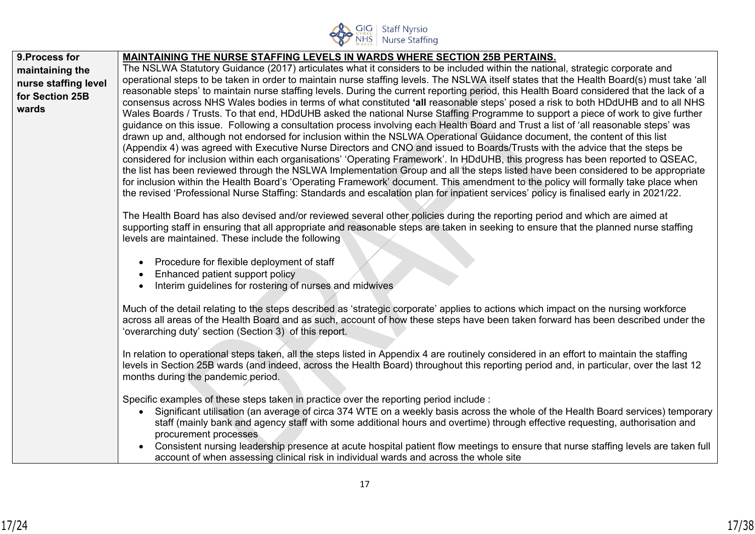| 9.Process for maintaining the nurse staffing level for Section 25B wards | **MAINTAINING THE NURSE STAFFING LEVELS IN WARDS WHERE SECTION 25B PERTAINS.**<br>The NSLWA Statutory Guidance (2017) articulates what it considers to be included within the national, strategic corporate and operational steps to be taken in order to maintain nurse staffing levels. The NSLWA itself states that the Health Board(s) must take 'all reasonable steps' to maintain nurse staffing levels. During the current reporting period, this Health Board considered that the lack of a consensus across NHS Wales bodies in terms of what constituted **'all** reasonable steps' posed a risk to both HDdUHB and to all NHS Wales Boards / Trusts. To that end, HDdUHB asked the national Nurse Staffing Programme to support a piece of work to give further guidance on this issue. Following a consultation process involving each Health Board and Trust a list of 'all reasonable steps' was drawn up and, although not endorsed for inclusion within the NSLWA Operational Guidance document, the content of this list (Appendix 4) was agreed with Executive Nurse Directors and CNO and issued to Boards/Trusts with the advice that the steps be considered for inclusion within each organisations' 'Operating Framework'. In HDdUHB, this progress has been reported to QSEAC, the list has been reviewed through the NSLWA Implementation Group and all the steps listed have been considered to be appropriate for inclusion within the Health Board's 'Operating Framework' document. This amendment to the policy will formally take place when the revised 'Professional Nurse Staffing: Standards and escalation plan for inpatient services' policy is finalised early in 2021/22.<br><br>The Health Board has also devised and/or reviewed several other policies during the reporting period and which are aimed at supporting staff in ensuring that all appropriate and reasonable steps are taken in seeking to ensure that the planned nurse staffing levels are maintained. These include the following<br><br>• Procedure for flexible deployment of staff<br>• Enhanced patient support policy<br>• Interim guidelines for rostering of nurses and midwives<br><br>Much of the detail relating to the steps described as 'strategic corporate' applies to actions which impact on the nursing workforce across all areas of the Health Board and as such, account of how these steps have been taken forward has been described under the 'overarching duty' section (Section 3) of this report.<br><br>In relation to operational steps taken, all the steps listed in Appendix 4 are routinely considered in an effort to maintain the staffing levels in Section 25B wards (and indeed, across the Health Board) throughout this reporting period and, in particular, over the last 12 months during the pandemic period.<br><br>Specific examples of these steps taken in practice over the reporting period include :<br>• Significant utilisation (an average of circa 374 WTE on a weekly basis across the whole of the Health Board services) temporary staff (mainly bank and agency staff with some additional hours and overtime) through effective requesting, authorisation and procurement processes<br>• Consistent nursing leadership presence at acute hospital patient flow meetings to ensure that nurse staffing levels are taken full account of when assessing clinical risk in individual wards and across the whole site |
|---|---|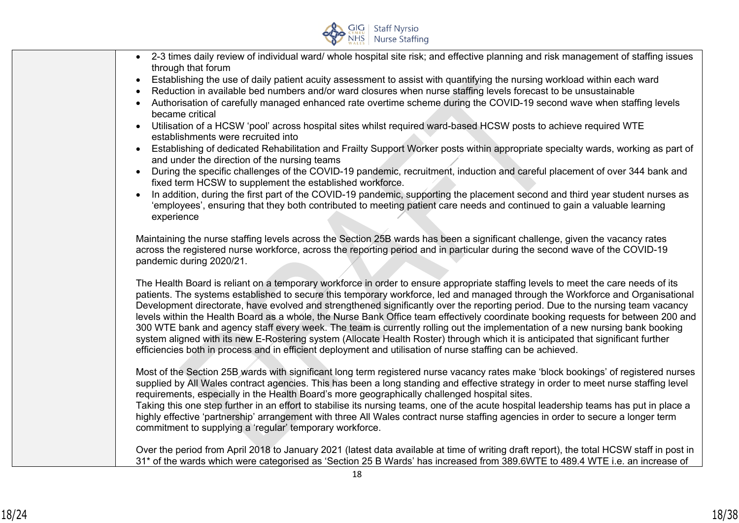| | |
|---|---|
| | • 2-3 times daily review of individual ward/ whole hospital site risk; and effective planning and risk management of staffing issues through that forum<br>• Establishing the use of daily patient acuity assessment to assist with quantifying the nursing workload within each ward<br>• Reduction in available bed numbers and/or ward closures when nurse staffing levels forecast to be unsustainable<br>• Authorisation of carefully managed enhanced rate overtime scheme during the COVID-19 second wave when staffing levels became critical<br>• Utilisation of a HCSW 'pool' across hospital sites whilst required ward-based HCSW posts to achieve required WTE establishments were recruited into<br>• Establishing of dedicated Rehabilitation and Frailty Support Worker posts within appropriate specialty wards, working as part of and under the direction of the nursing teams<br>• During the specific challenges of the COVID-19 pandemic, recruitment, induction and careful placement of over 344 bank and fixed term HCSW to supplement the established workforce.<br>• In addition, during the first part of the COVID-19 pandemic, supporting the placement second and third year student nurses as 'employees', ensuring that they both contributed to meeting patient care needs and continued to gain a valuable learning experience<br><br>Maintaining the nurse staffing levels across the Section 25B wards has been a significant challenge, given the vacancy rates across the registered nurse workforce, across the reporting period and in particular during the second wave of the COVID-19 pandemic during 2020/21.<br><br>The Health Board is reliant on a temporary workforce in order to ensure appropriate staffing levels to meet the care needs of its patients. The systems established to secure this temporary workforce, led and managed through the Workforce and Organisational Development directorate, have evolved and strengthened significantly over the reporting period. Due to the nursing team vacancy levels within the Health Board as a whole, the Nurse Bank Office team effectively coordinate booking requests for between 200 and 300 WTE bank and agency staff every week. The team is currently rolling out the implementation of a new nursing bank booking system aligned with its new E-Rostering system (Allocate Health Roster) through which it is anticipated that significant further efficiencies both in process and in efficient deployment and utilisation of nurse staffing can be achieved.<br><br>Most of the Section 25B wards with significant long term registered nurse vacancy rates make 'block bookings' of registered nurses supplied by All Wales contract agencies. This has been a long standing and effective strategy in order to meet nurse staffing level requirements, especially in the Health Board's more geographically challenged hospital sites.<br>Taking this one step further in an effort to stabilise its nursing teams, one of the acute hospital leadership teams has put in place a highly effective 'partnership' arrangement with three All Wales contract nurse staffing agencies in order to secure a longer term commitment to supplying a 'regular' temporary workforce.<br><br>Over the period from April 2018 to January 2021 (latest data available at time of writing draft report), the total HCSW staff in post in 31* of the wards which were categorised as 'Section 25 B Wards' has increased from 389.6WTE to 489.4 WTE i.e. an increase of |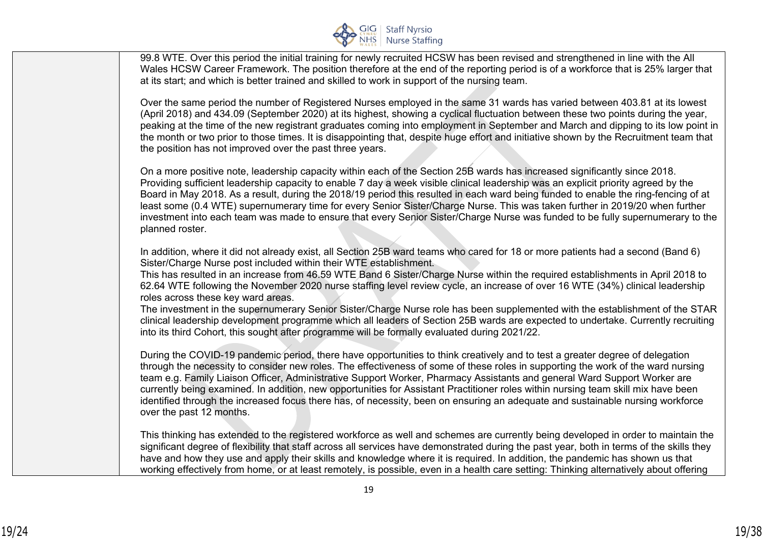| | |
|---|---|
| | 99.8 WTE. Over this period the initial training for newly recruited HCSW has been revised and strengthened in line with the All Wales HCSW Career Framework. The position therefore at the end of the reporting period is of a workforce that is 25% larger that at its start; and which is better trained and skilled to work in support of the nursing team.<br><br>Over the same period the number of Registered Nurses employed in the same 31 wards has varied between 403.81 at its lowest (April 2018) and 434.09 (September 2020) at its highest, showing a cyclical fluctuation between these two points during the year, peaking at the time of the new registrant graduates coming into employment in September and March and dipping to its low point in the month or two prior to those times. It is disappointing that, despite huge effort and initiative shown by the Recruitment team that the position has not improved over the past three years.<br><br>On a more positive note, leadership capacity within each of the Section 25B wards has increased significantly since 2018. Providing sufficient leadership capacity to enable 7 day a week visible clinical leadership was an explicit priority agreed by the Board in May 2018. As a result, during the 2018/19 period this resulted in each ward being funded to enable the ring-fencing of at least some (0.4 WTE) supernumerary time for every Senior Sister/Charge Nurse. This was taken further in 2019/20 when further investment into each team was made to ensure that every Senior Sister/Charge Nurse was funded to be fully supernumerary to the planned roster.<br><br>In addition, where it did not already exist, all Section 25B ward teams who cared for 18 or more patients had a second (Band 6) Sister/Charge Nurse post included within their WTE establishment.<br>This has resulted in an increase from 46.59 WTE Band 6 Sister/Charge Nurse within the required establishments in April 2018 to 62.64 WTE following the November 2020 nurse staffing level review cycle, an increase of over 16 WTE (34%) clinical leadership roles across these key ward areas.<br>The investment in the supernumerary Senior Sister/Charge Nurse role has been supplemented with the establishment of the STAR clinical leadership development programme which all leaders of Section 25B wards are expected to undertake. Currently recruiting into its third Cohort, this sought after programme will be formally evaluated during 2021/22.<br><br>During the COVID-19 pandemic period, there have opportunities to think creatively and to test a greater degree of delegation through the necessity to consider new roles. The effectiveness of some of these roles in supporting the work of the ward nursing team e.g. Family Liaison Officer, Administrative Support Worker, Pharmacy Assistants and general Ward Support Worker are currently being examined. In addition, new opportunities for Assistant Practitioner roles within nursing team skill mix have been identified through the increased focus there has, of necessity, been on ensuring an adequate and sustainable nursing workforce over the past 12 months.<br><br>This thinking has extended to the registered workforce as well and schemes are currently being developed in order to maintain the significant degree of flexibility that staff across all services have demonstrated during the past year, both in terms of the skills they have and how they use and apply their skills and knowledge where it is required. In addition, the pandemic has shown us that working effectively from home, or at least remotely, is possible, even in a health care setting: Thinking alternatively about offering |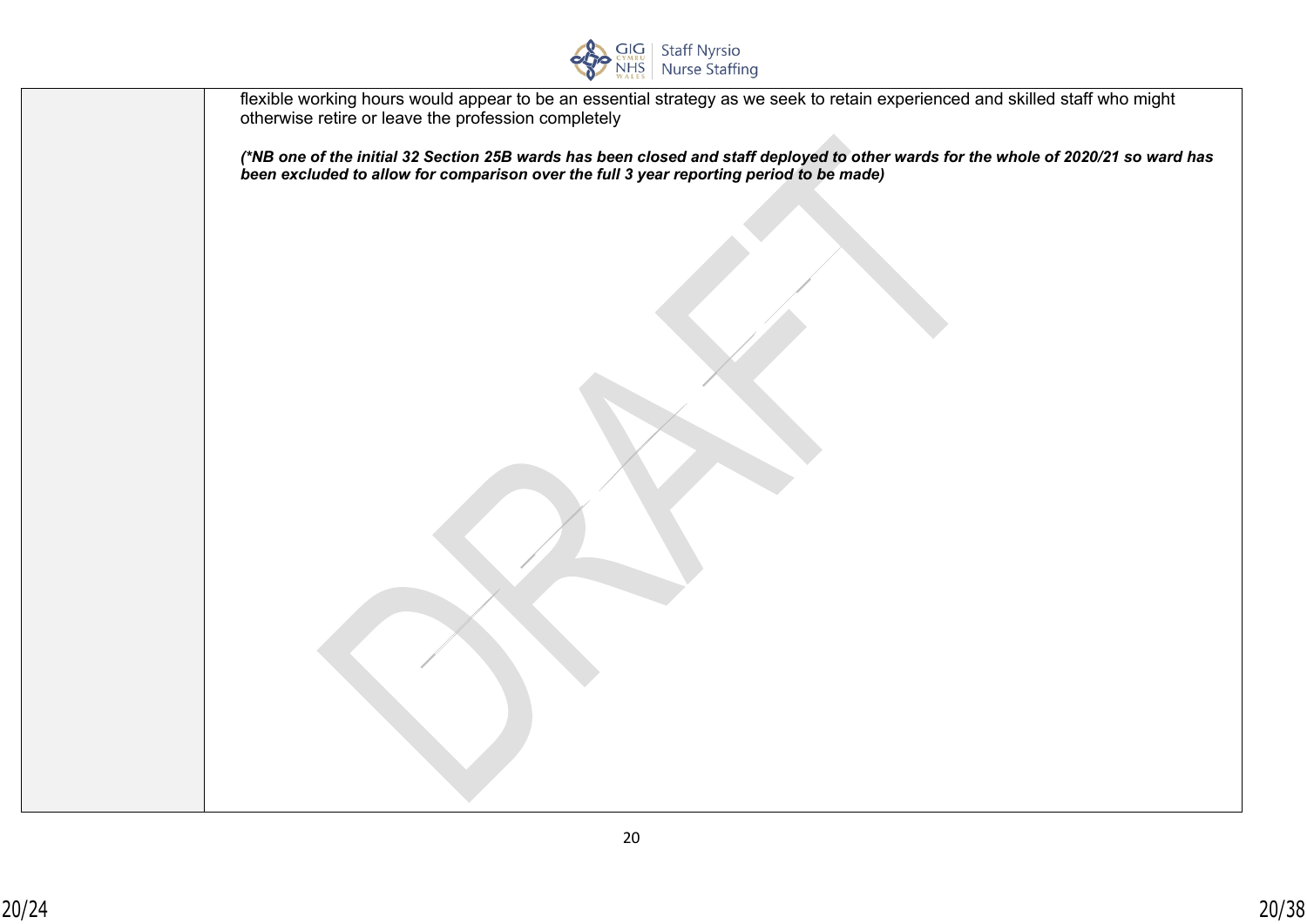| | |
|---|---|
| | flexible working hours would appear to be an essential strategy as we seek to retain experienced and skilled staff who might otherwise retire or leave the profession completely<br><br>***(\*NB one of the initial 32 Section 25B wards has been closed and staff deployed to other wards for the whole of 2020/21 so ward has been excluded to allow for comparison over the full 3 year reporting period to be made)*** |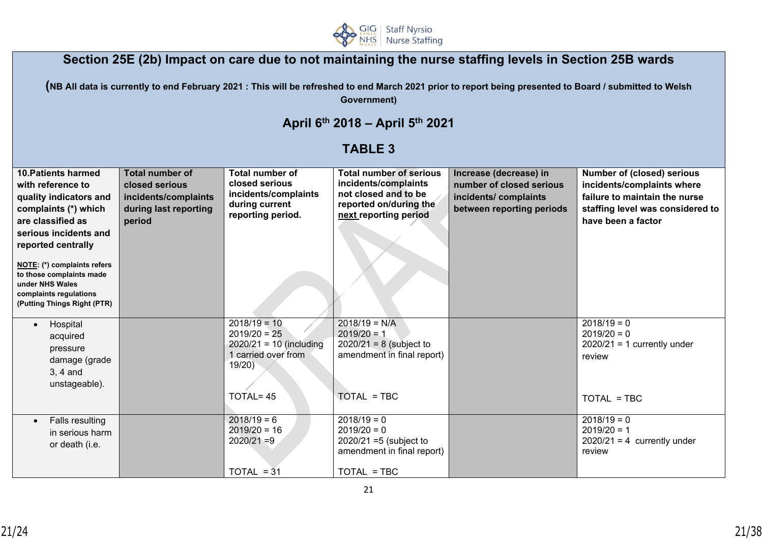## Section 25E (2b) Impact on care due to not maintaining the nurse staffing levels in Section 25B wards

**(NB All data is currently to end February 2021 : This will be refreshed to end March 2021 prior to report being presented to Board / submitted to Welsh Government)**

### April 6th 2018 – April 5th 2021

### TABLE 3

| **10.Patients harmed with reference to quality indicators and complaints (*) which are classified as serious incidents and reported centrally** <br><br> **NOTE: (*) complaints refers to those complaints made under NHS Wales complaints regulations (Putting Things Right (PTR)** | **Total number of closed serious incidents/complaints during last reporting period** | **Total number of closed serious incidents/complaints during current reporting period.** | **Total number of serious incidents/complaints not closed and to be reported on/during the next reporting period** | **Increase (decrease) in number of closed serious incidents/ complaints between reporting periods** | **Number of (closed) serious incidents/complaints where failure to maintain the nurse staffing level was considered to have been a factor** |
|---|---|---|---|---|---|
| • Hospital acquired pressure damage (grade 3, 4 and unstageable). | | 2018/19 = 10<br>2019/20 = 25<br>2020/21 = 10 (including 1 carried over from 19/20)<br><br>TOTAL= 45 | 2018/19 = N/A<br>2019/20 = 1<br>2020/21 = 8 (subject to amendment in final report)<br><br>TOTAL = TBC | | 2018/19 = 0<br>2019/20 = 0<br>2020/21 = 1 currently under review<br><br>TOTAL = TBC |
| • Falls resulting in serious harm or death (i.e. | | 2018/19 = 6<br>2019/20 = 16<br>2020/21 =9<br><br>TOTAL = 31 | 2018/19 = 0<br>2019/20 = 0<br>2020/21 =5 (subject to amendment in final report)<br><br>TOTAL = TBC | | 2018/19 = 0<br>2019/20 = 1<br>2020/21 = 4 currently under review |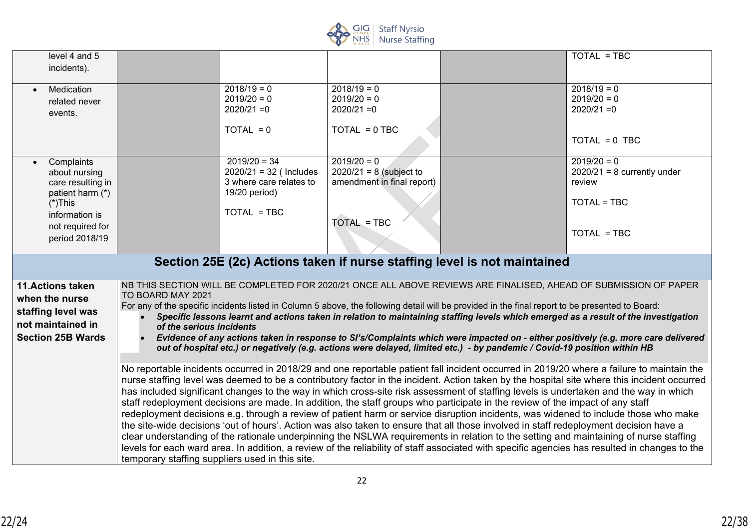| | | | | | |
|---|---|---|---|---|---|
| level 4 and 5 incidents). | | | | | TOTAL = TBC |
| • Medication related never events. | | 2018/19 = 0<br>2019/20 = 0<br>2020/21 =0<br><br>TOTAL = 0 | 2018/19 = 0<br>2019/20 = 0<br>2020/21 =0<br><br>TOTAL = 0 TBC | | 2018/19 = 0<br>2019/20 = 0<br>2020/21 =0<br><br>TOTAL = 0 TBC |
| • Complaints about nursing care resulting in patient harm (*) (*)This information is not required for period 2018/19 | | 2019/20 = 34<br>2020/21 = 32 ( Includes 3 where care relates to 19/20 period)<br><br>TOTAL = TBC | 2019/20 = 0<br>2020/21 = 8 (subject to amendment in final report)<br><br>TOTAL = TBC | | 2019/20 = 0<br>2020/21 = 8 currently under review<br><br>TOTAL = TBC<br><br>TOTAL = TBC |

## Section 25E (2c) Actions taken if nurse staffing level is not maintained

| | |
|---|---|
| **11.Actions taken when the nurse staffing level was not maintained in Section 25B Wards** | NB THIS SECTION WILL BE COMPLETED FOR 2020/21 ONCE ALL ABOVE REVIEWS ARE FINALISED, AHEAD OF SUBMISSION OF PAPER TO BOARD MAY 2021<br>For any of the specific incidents listed in Column 5 above, the following detail will be provided in the final report to be presented to Board:<br>• ***Specific lessons learnt and actions taken in relation to maintaining staffing levels which emerged as a result of the investigation of the serious incidents***<br>• ***Evidence of any actions taken in response to SI's/Complaints which were impacted on - either positively (e.g. more care delivered out of hospital etc.) or negatively (e.g. actions were delayed, limited etc.) - by pandemic / Covid-19 position within HB***<br><br>No reportable incidents occurred in 2018/29 and one reportable patient fall incident occurred in 2019/20 where a failure to maintain the nurse staffing level was deemed to be a contributory factor in the incident. Action taken by the hospital site where this incident occurred has included significant changes to the way in which cross-site risk assessment of staffing levels is undertaken and the way in which staff redeployment decisions are made. In addition, the staff groups who participate in the review of the impact of any staff redeployment decisions e.g. through a review of patient harm or service disruption incidents, was widened to include those who make the site-wide decisions 'out of hours'. Action was also taken to ensure that all those involved in staff redeployment decision have a clear understanding of the rationale underpinning the NSLWA requirements in relation to the setting and maintaining of nurse staffing levels for each ward area. In addition, a review of the reliability of staff associated with specific agencies has resulted in changes to the temporary staffing suppliers used in this site. |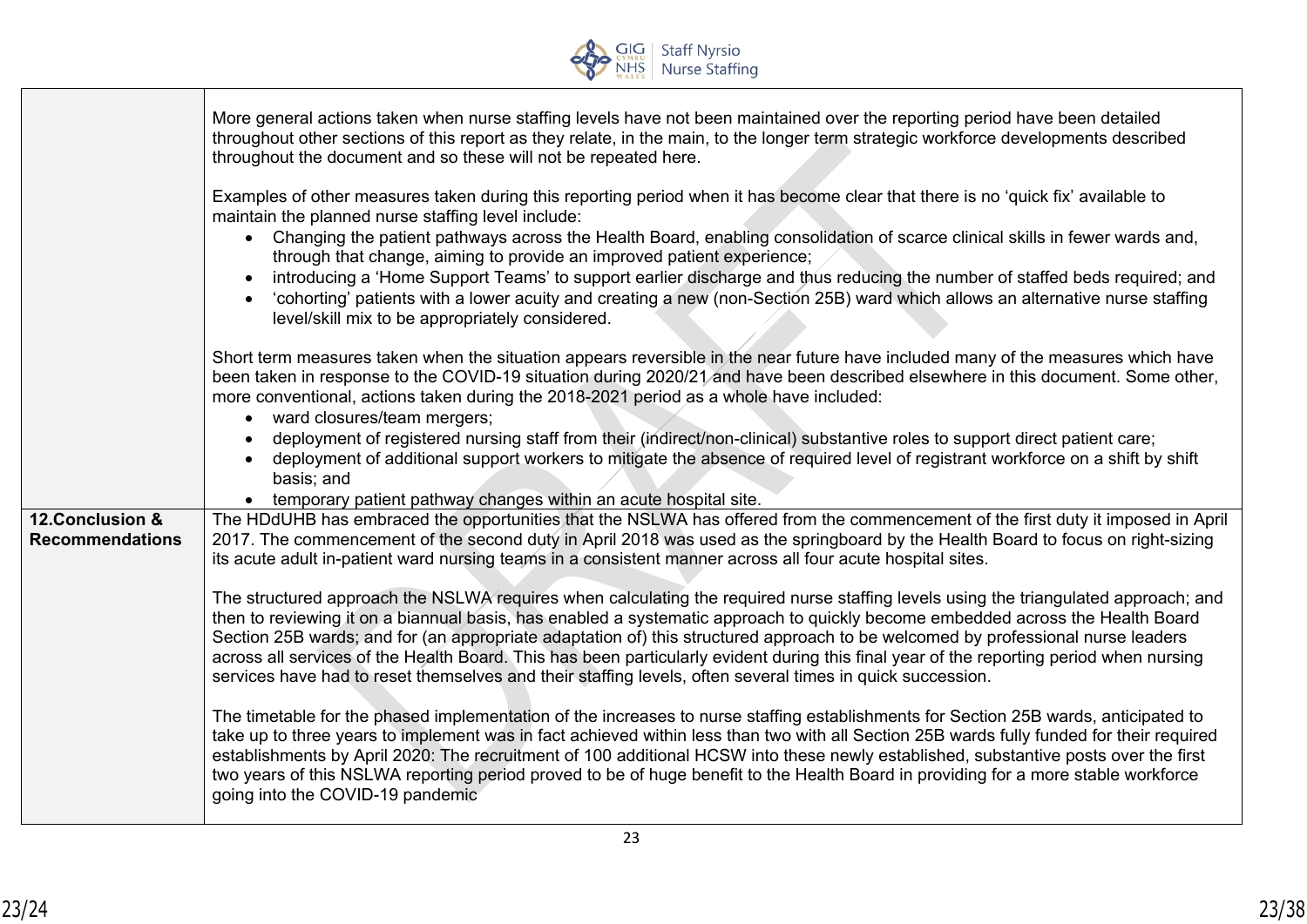| | |
|---|---|
| | More general actions taken when nurse staffing levels have not been maintained over the reporting period have been detailed throughout other sections of this report as they relate, in the main, to the longer term strategic workforce developments described throughout the document and so these will not be repeated here.<br><br>Examples of other measures taken during this reporting period when it has become clear that there is no 'quick fix' available to maintain the planned nurse staffing level include:<br>• Changing the patient pathways across the Health Board, enabling consolidation of scarce clinical skills in fewer wards and, through that change, aiming to provide an improved patient experience;<br>• introducing a 'Home Support Teams' to support earlier discharge and thus reducing the number of staffed beds required; and<br>• 'cohorting' patients with a lower acuity and creating a new (non-Section 25B) ward which allows an alternative nurse staffing level/skill mix to be appropriately considered.<br><br>Short term measures taken when the situation appears reversible in the near future have included many of the measures which have been taken in response to the COVID-19 situation during 2020/21 and have been described elsewhere in this document. Some other, more conventional, actions taken during the 2018-2021 period as a whole have included:<br>• ward closures/team mergers;<br>• deployment of registered nursing staff from their (indirect/non-clinical) substantive roles to support direct patient care;<br>• deployment of additional support workers to mitigate the absence of required level of registrant workforce on a shift by shift basis; and<br>• temporary patient pathway changes within an acute hospital site. |
| **12.Conclusion & Recommendations** | The HDdUHB has embraced the opportunities that the NSLWA has offered from the commencement of the first duty it imposed in April 2017. The commencement of the second duty in April 2018 was used as the springboard by the Health Board to focus on right-sizing its acute adult in-patient ward nursing teams in a consistent manner across all four acute hospital sites.<br><br>The structured approach the NSLWA requires when calculating the required nurse staffing levels using the triangulated approach; and then to reviewing it on a biannual basis, has enabled a systematic approach to quickly become embedded across the Health Board Section 25B wards; and for (an appropriate adaptation of) this structured approach to be welcomed by professional nurse leaders across all services of the Health Board. This has been particularly evident during this final year of the reporting period when nursing services have had to reset themselves and their staffing levels, often several times in quick succession.<br><br>The timetable for the phased implementation of the increases to nurse staffing establishments for Section 25B wards, anticipated to take up to three years to implement was in fact achieved within less than two with all Section 25B wards fully funded for their required establishments by April 2020: The recruitment of 100 additional HCSW into these newly established, substantive posts over the first two years of this NSLWA reporting period proved to be of huge benefit to the Health Board in providing for a more stable workforce going into the COVID-19 pandemic |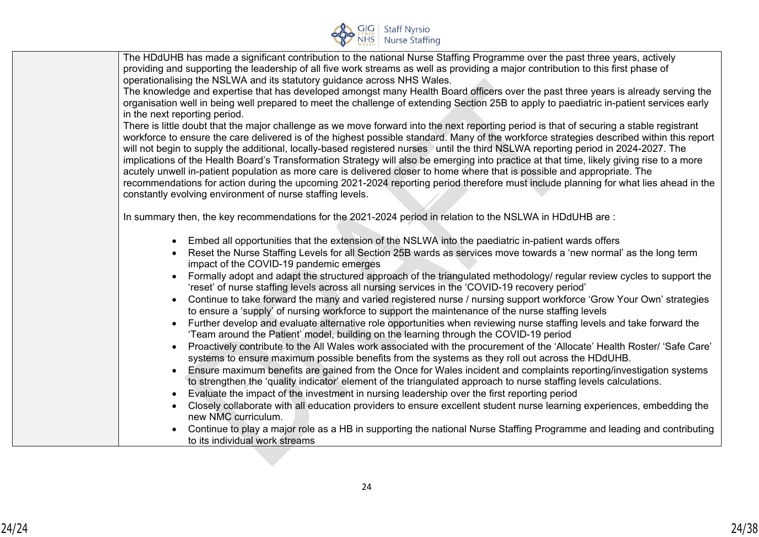| | |
|---|---|
| | The HDdUHB has made a significant contribution to the national Nurse Staffing Programme over the past three years, actively providing and supporting the leadership of all five work streams as well as providing a major contribution to this first phase of operationalising the NSLWA and its statutory guidance across NHS Wales.<br>The knowledge and expertise that has developed amongst many Health Board officers over the past three years is already serving the organisation well in being well prepared to meet the challenge of extending Section 25B to apply to paediatric in-patient services early in the next reporting period.<br>There is little doubt that the major challenge as we move forward into the next reporting period is that of securing a stable registrant workforce to ensure the care delivered is of the highest possible standard. Many of the workforce strategies described within this report will not begin to supply the additional, locally-based registered nurses until the third NSLWA reporting period in 2024-2027. The implications of the Health Board's Transformation Strategy will also be emerging into practice at that time, likely giving rise to a more acutely unwell in-patient population as more care is delivered closer to home where that is possible and appropriate. The recommendations for action during the upcoming 2021-2024 reporting period therefore must include planning for what lies ahead in the constantly evolving environment of nurse staffing levels.<br><br>In summary then, the key recommendations for the 2021-2024 period in relation to the NSLWA in HDdUHB are :<br><br>• Embed all opportunities that the extension of the NSLWA into the paediatric in-patient wards offers<br>• Reset the Nurse Staffing Levels for all Section 25B wards as services move towards a 'new normal' as the long term impact of the COVID-19 pandemic emerges<br>• Formally adopt and adapt the structured approach of the triangulated methodology/ regular review cycles to support the 'reset' of nurse staffing levels across all nursing services in the 'COVID-19 recovery period'<br>• Continue to take forward the many and varied registered nurse / nursing support workforce 'Grow Your Own' strategies to ensure a 'supply' of nursing workforce to support the maintenance of the nurse staffing levels<br>• Further develop and evaluate alternative role opportunities when reviewing nurse staffing levels and take forward the 'Team around the Patient' model, building on the learning through the COVID-19 period<br>• Proactively contribute to the All Wales work associated with the procurement of the 'Allocate' Health Roster/ 'Safe Care' systems to ensure maximum possible benefits from the systems as they roll out across the HDdUHB.<br>• Ensure maximum benefits are gained from the Once for Wales incident and complaints reporting/investigation systems to strengthen the 'quality indicator' element of the triangulated approach to nurse staffing levels calculations.<br>• Evaluate the impact of the investment in nursing leadership over the first reporting period<br>• Closely collaborate with all education providers to ensure excellent student nurse learning experiences, embedding the new NMC curriculum.<br>• Continue to play a major role as a HB in supporting the national Nurse Staffing Programme and leading and contributing to its individual work streams |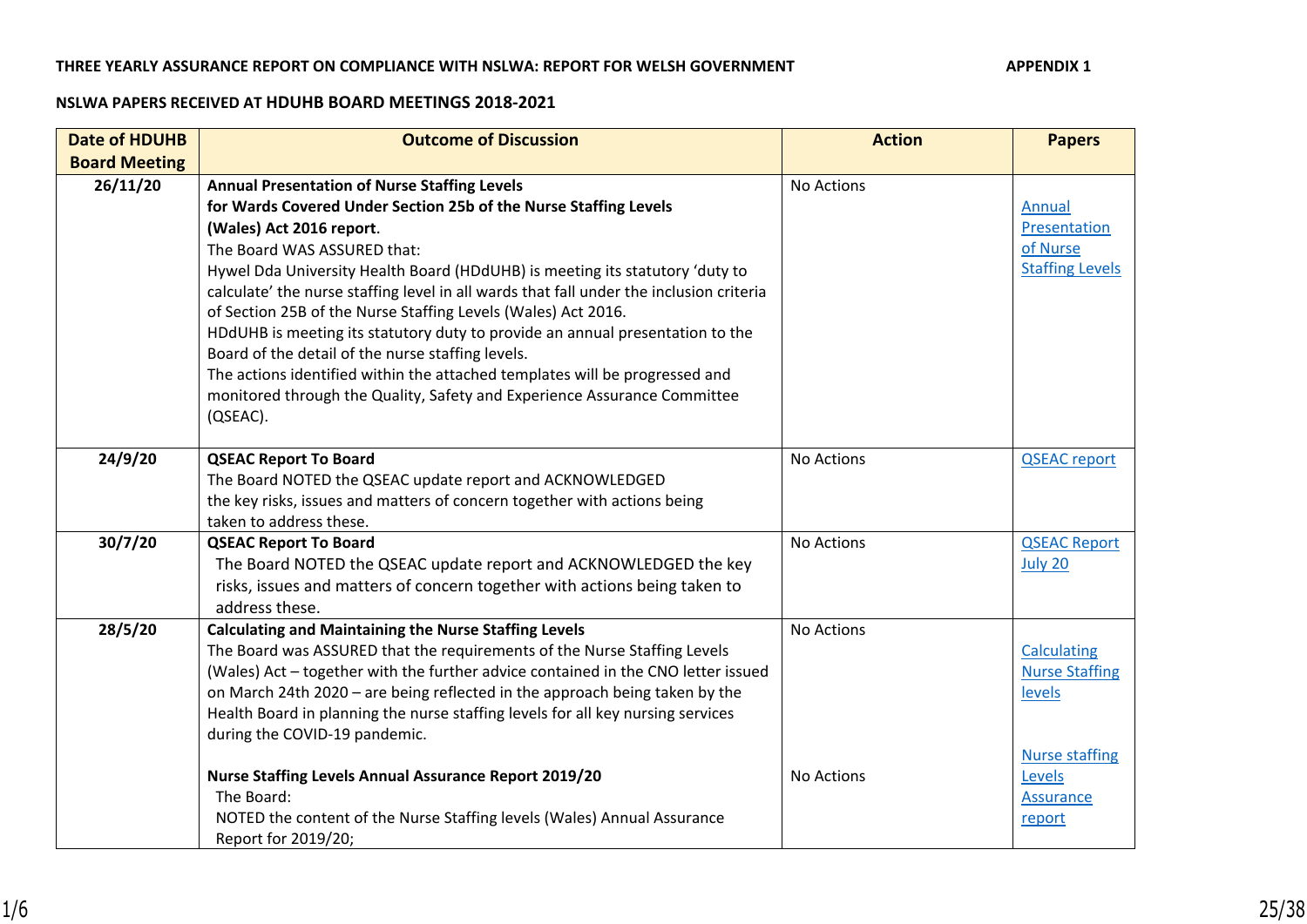**THREE YEARLY ASSURANCE REPORT ON COMPLIANCE WITH NSLWA: REPORT FOR WELSH GOVERNMENT** **APPENDIX 1**

**NSLWA PAPERS RECEIVED AT HDUHB BOARD MEETINGS 2018-2021**

| Date of HDUHB Board Meeting | Outcome of Discussion | Action | Papers |
|---|---|---|---|
| 26/11/20 | **Annual Presentation of Nurse Staffing Levels for Wards Covered Under Section 25b of the Nurse Staffing Levels (Wales) Act 2016 report.**<br>The Board WAS ASSURED that:<br>Hywel Dda University Health Board (HDdUHB) is meeting its statutory 'duty to calculate' the nurse staffing level in all wards that fall under the inclusion criteria of Section 25B of the Nurse Staffing Levels (Wales) Act 2016.<br>HDdUHB is meeting its statutory duty to provide an annual presentation to the Board of the detail of the nurse staffing levels.<br>The actions identified within the attached templates will be progressed and monitored through the Quality, Safety and Experience Assurance Committee (QSEAC). | No Actions | Annual Presentation of Nurse Staffing Levels |
| 24/9/20 | **QSEAC Report To Board**<br>The Board NOTED the QSEAC update report and ACKNOWLEDGED the key risks, issues and matters of concern together with actions being taken to address these. | No Actions | QSEAC report |
| 30/7/20 | **QSEAC Report To Board**<br>The Board NOTED the QSEAC update report and ACKNOWLEDGED the key risks, issues and matters of concern together with actions being taken to address these. | No Actions | QSEAC Report July 20 |
| 28/5/20 | **Calculating and Maintaining the Nurse Staffing Levels**<br>The Board was ASSURED that the requirements of the Nurse Staffing Levels (Wales) Act – together with the further advice contained in the CNO letter issued on March 24th 2020 – are being reflected in the approach being taken by the Health Board in planning the nurse staffing levels for all key nursing services during the COVID-19 pandemic.<br><br>**Nurse Staffing Levels Annual Assurance Report 2019/20**<br>The Board:<br>NOTED the content of the Nurse Staffing levels (Wales) Annual Assurance Report for 2019/20; | No Actions<br><br>No Actions | Calculating Nurse Staffing levels<br><br>Nurse staffing Levels Assurance report |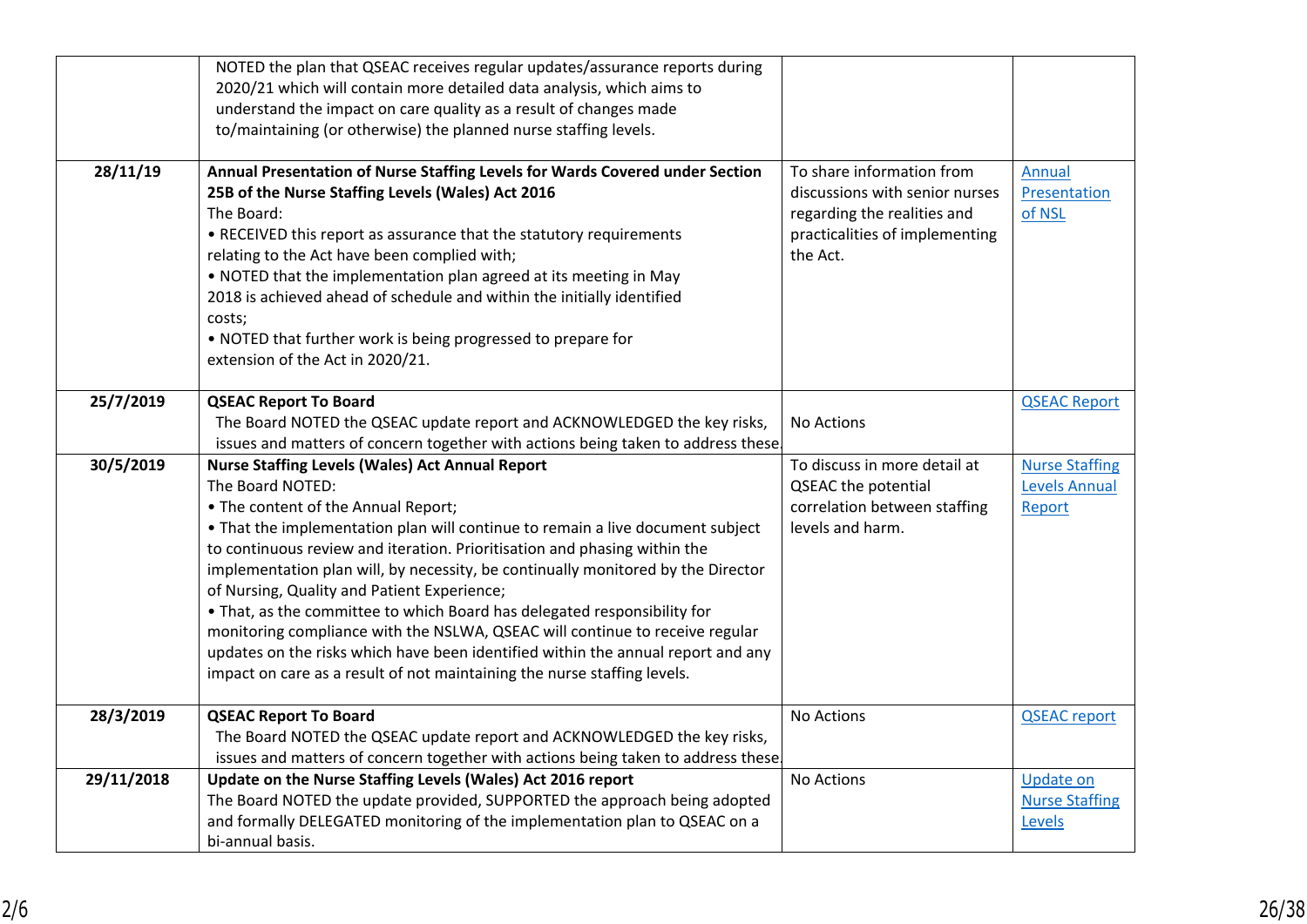| | | | |
|---|---|---|---|
| | NOTED the plan that QSEAC receives regular updates/assurance reports during 2020/21 which will contain more detailed data analysis, which aims to understand the impact on care quality as a result of changes made to/maintaining (or otherwise) the planned nurse staffing levels. | | |
| **28/11/19** | **Annual Presentation of Nurse Staffing Levels for Wards Covered under Section 25B of the Nurse Staffing Levels (Wales) Act 2016**<br>The Board:<br>• RECEIVED this report as assurance that the statutory requirements relating to the Act have been complied with;<br>• NOTED that the implementation plan agreed at its meeting in May 2018 is achieved ahead of schedule and within the initially identified costs;<br>• NOTED that further work is being progressed to prepare for extension of the Act in 2020/21. | To share information from discussions with senior nurses regarding the realities and practicalities of implementing the Act. | Annual Presentation of NSL |
| **25/7/2019** | **QSEAC Report To Board**<br>The Board NOTED the QSEAC update report and ACKNOWLEDGED the key risks, issues and matters of concern together with actions being taken to address these. | No Actions | QSEAC Report |
| **30/5/2019** | **Nurse Staffing Levels (Wales) Act Annual Report**<br>The Board NOTED:<br>• The content of the Annual Report;<br>• That the implementation plan will continue to remain a live document subject to continuous review and iteration. Prioritisation and phasing within the implementation plan will, by necessity, be continually monitored by the Director of Nursing, Quality and Patient Experience;<br>• That, as the committee to which Board has delegated responsibility for monitoring compliance with the NSLWA, QSEAC will continue to receive regular updates on the risks which have been identified within the annual report and any impact on care as a result of not maintaining the nurse staffing levels. | To discuss in more detail at QSEAC the potential correlation between staffing levels and harm. | Nurse Staffing Levels Annual Report |
| **28/3/2019** | **QSEAC Report To Board**<br>The Board NOTED the QSEAC update report and ACKNOWLEDGED the key risks, issues and matters of concern together with actions being taken to address these. | No Actions | QSEAC report |
| **29/11/2018** | **Update on the Nurse Staffing Levels (Wales) Act 2016 report**<br>The Board NOTED the update provided, SUPPORTED the approach being adopted and formally DELEGATED monitoring of the implementation plan to QSEAC on a bi-annual basis. | No Actions | Update on Nurse Staffing Levels |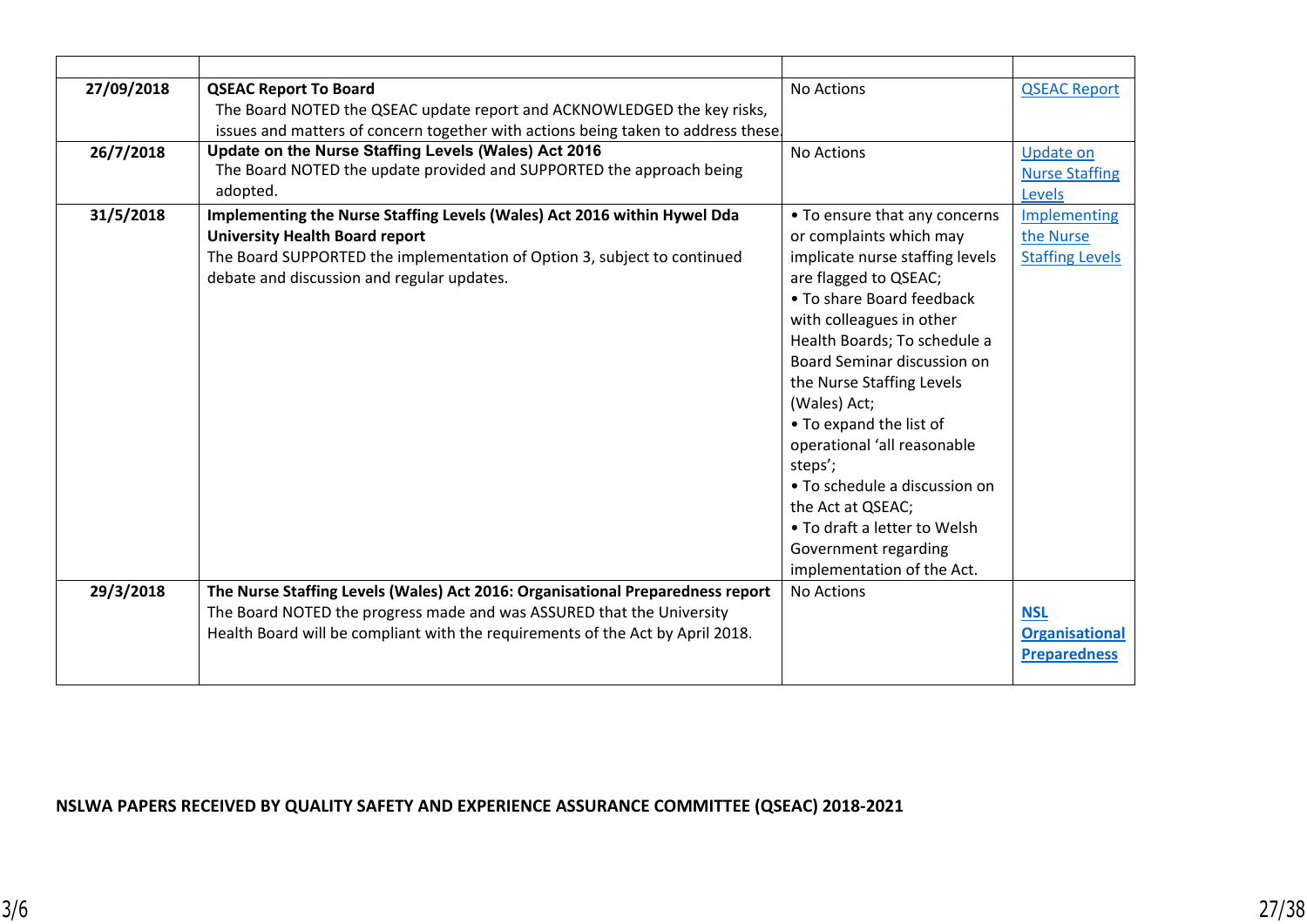| | | | |
|---|---|---|---|
| **27/09/2018** | **QSEAC Report To Board**<br>The Board NOTED the QSEAC update report and ACKNOWLEDGED the key risks, issues and matters of concern together with actions being taken to address these. | No Actions | QSEAC Report |
| **26/7/2018** | **Update on the Nurse Staffing Levels (Wales) Act 2016**<br>The Board NOTED the update provided and SUPPORTED the approach being adopted. | No Actions | Update on Nurse Staffing Levels |
| **31/5/2018** | **Implementing the Nurse Staffing Levels (Wales) Act 2016 within Hywel Dda University Health Board report**<br>The Board SUPPORTED the implementation of Option 3, subject to continued debate and discussion and regular updates. | • To ensure that any concerns or complaints which may implicate nurse staffing levels are flagged to QSEAC;<br>• To share Board feedback with colleagues in other Health Boards; To schedule a Board Seminar discussion on the Nurse Staffing Levels (Wales) Act;<br>• To expand the list of operational 'all reasonable steps';<br>• To schedule a discussion on the Act at QSEAC;<br>• To draft a letter to Welsh Government regarding implementation of the Act. | Implementing the Nurse Staffing Levels |
| **29/3/2018** | **The Nurse Staffing Levels (Wales) Act 2016: Organisational Preparedness report**<br>The Board NOTED the progress made and was ASSURED that the University Health Board will be compliant with the requirements of the Act by April 2018. | No Actions | **NSL Organisational Preparedness** |

**NSLWA PAPERS RECEIVED BY QUALITY SAFETY AND EXPERIENCE ASSURANCE COMMITTEE (QSEAC) 2018-2021**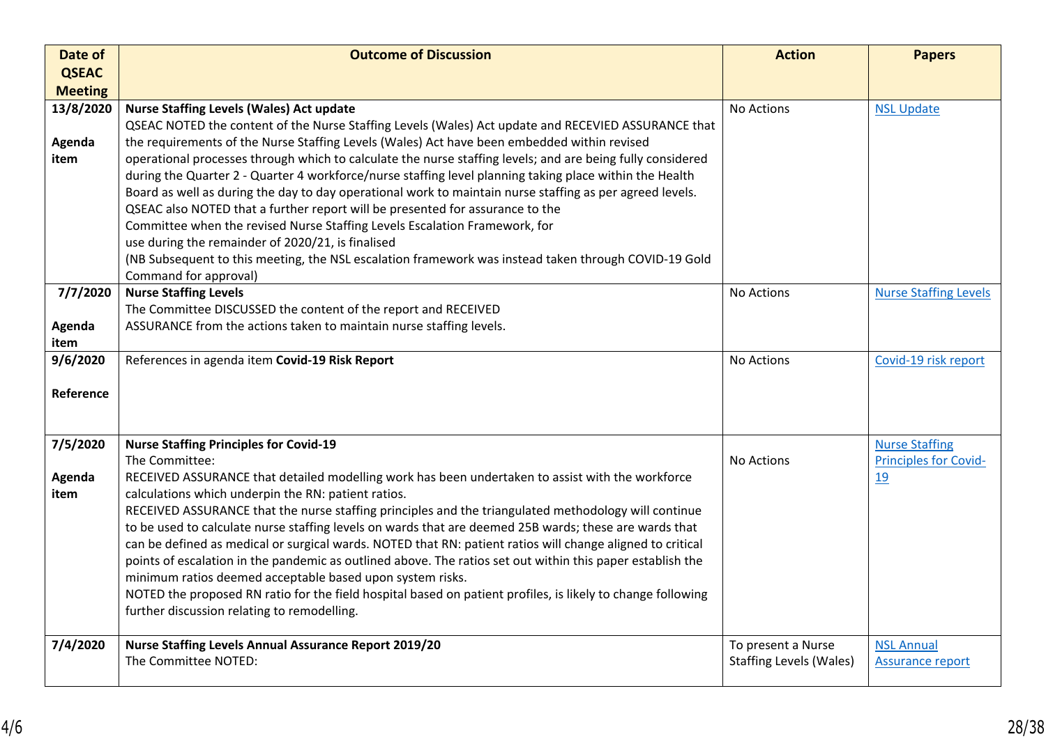| Date of QSEAC Meeting | Outcome of Discussion | Action | Papers |
|---|---|---|---|
| **13/8/2020**<br><br>**Agenda item** | **Nurse Staffing Levels (Wales) Act update**<br>QSEAC NOTED the content of the Nurse Staffing Levels (Wales) Act update and RECEIVED ASSURANCE that the requirements of the Nurse Staffing Levels (Wales) Act have been embedded within revised operational processes through which to calculate the nurse staffing levels; and are being fully considered during the Quarter 2 - Quarter 4 workforce/nurse staffing level planning taking place within the Health Board as well as during the day to day operational work to maintain nurse staffing as per agreed levels. QSEAC also NOTED that a further report will be presented for assurance to the Committee when the revised Nurse Staffing Levels Escalation Framework, for use during the remainder of 2020/21, is finalised<br>(NB Subsequent to this meeting, the NSL escalation framework was instead taken through COVID-19 Gold Command for approval) | No Actions | NSL Update |
| **7/7/2020**<br><br>**Agenda item** | **Nurse Staffing Levels**<br>The Committee DISCUSSED the content of the report and RECEIVED ASSURANCE from the actions taken to maintain nurse staffing levels. | No Actions | Nurse Staffing Levels |
| **9/6/2020**<br><br>**Reference** | References in agenda item **Covid-19 Risk Report** | No Actions | Covid-19 risk report |
| **7/5/2020**<br><br>**Agenda item** | **Nurse Staffing Principles for Covid-19**<br>The Committee:<br>RECEIVED ASSURANCE that detailed modelling work has been undertaken to assist with the workforce calculations which underpin the RN: patient ratios.<br>RECEIVED ASSURANCE that the nurse staffing principles and the triangulated methodology will continue to be used to calculate nurse staffing levels on wards that are deemed 25B wards; these are wards that can be defined as medical or surgical wards. NOTED that RN: patient ratios will change aligned to critical points of escalation in the pandemic as outlined above. The ratios set out within this paper establish the minimum ratios deemed acceptable based upon system risks.<br>NOTED the proposed RN ratio for the field hospital based on patient profiles, is likely to change following further discussion relating to remodelling. | No Actions | Nurse Staffing Principles for Covid-19 |
| **7/4/2020** | **Nurse Staffing Levels Annual Assurance Report 2019/20**<br>The Committee NOTED: | To present a Nurse Staffing Levels (Wales) | NSL Annual Assurance report |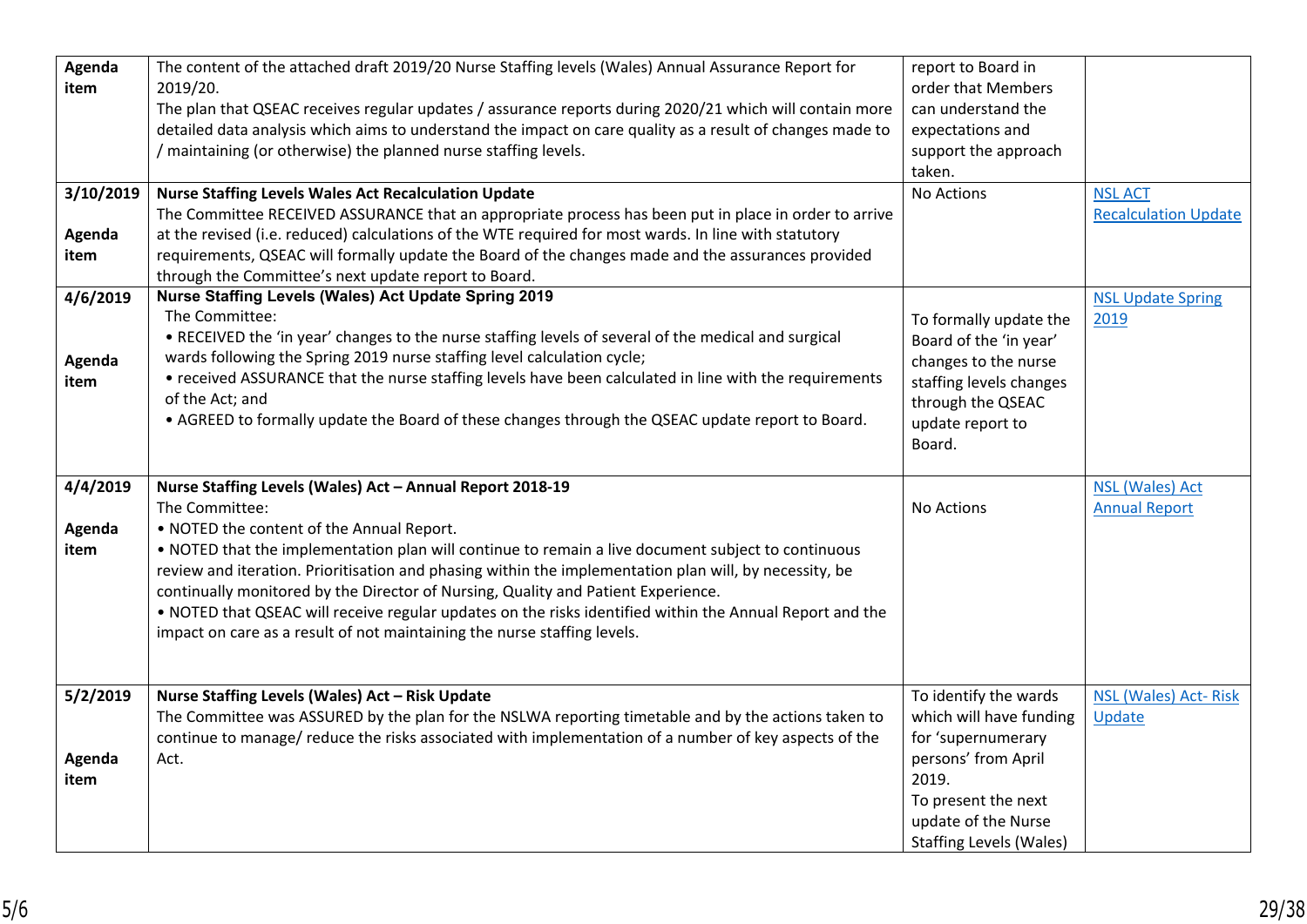| | | | |
|---|---|---|---|
| Agenda item | The content of the attached draft 2019/20 Nurse Staffing levels (Wales) Annual Assurance Report for 2019/20.<br>The plan that QSEAC receives regular updates / assurance reports during 2020/21 which will contain more detailed data analysis which aims to understand the impact on care quality as a result of changes made to / maintaining (or otherwise) the planned nurse staffing levels. | report to Board in order that Members can understand the expectations and support the approach taken. | |
| 3/10/2019<br><br>Agenda item | **Nurse Staffing Levels Wales Act Recalculation Update**<br>The Committee RECEIVED ASSURANCE that an appropriate process has been put in place in order to arrive at the revised (i.e. reduced) calculations of the WTE required for most wards. In line with statutory requirements, QSEAC will formally update the Board of the changes made and the assurances provided through the Committee's next update report to Board. | No Actions | NSL ACT Recalculation Update |
| 4/6/2019<br><br>Agenda item | **Nurse Staffing Levels (Wales) Act Update Spring 2019**<br>The Committee:<br>• RECEIVED the 'in year' changes to the nurse staffing levels of several of the medical and surgical wards following the Spring 2019 nurse staffing level calculation cycle;<br>• received ASSURANCE that the nurse staffing levels have been calculated in line with the requirements of the Act; and<br>• AGREED to formally update the Board of these changes through the QSEAC update report to Board. | To formally update the Board of the 'in year' changes to the nurse staffing levels changes through the QSEAC update report to Board. | NSL Update Spring 2019 |
| 4/4/2019<br><br>Agenda item | **Nurse Staffing Levels (Wales) Act – Annual Report 2018-19**<br>The Committee:<br>• NOTED the content of the Annual Report.<br>• NOTED that the implementation plan will continue to remain a live document subject to continuous review and iteration. Prioritisation and phasing within the implementation plan will, by necessity, be continually monitored by the Director of Nursing, Quality and Patient Experience.<br>• NOTED that QSEAC will receive regular updates on the risks identified within the Annual Report and the impact on care as a result of not maintaining the nurse staffing levels. | No Actions | NSL (Wales) Act Annual Report |
| 5/2/2019<br><br>Agenda item | **Nurse Staffing Levels (Wales) Act – Risk Update**<br>The Committee was ASSURED by the plan for the NSLWA reporting timetable and by the actions taken to continue to manage/ reduce the risks associated with implementation of a number of key aspects of the Act. | To identify the wards which will have funding for 'supernumerary persons' from April 2019.<br>To present the next update of the Nurse Staffing Levels (Wales) | NSL (Wales) Act- Risk Update |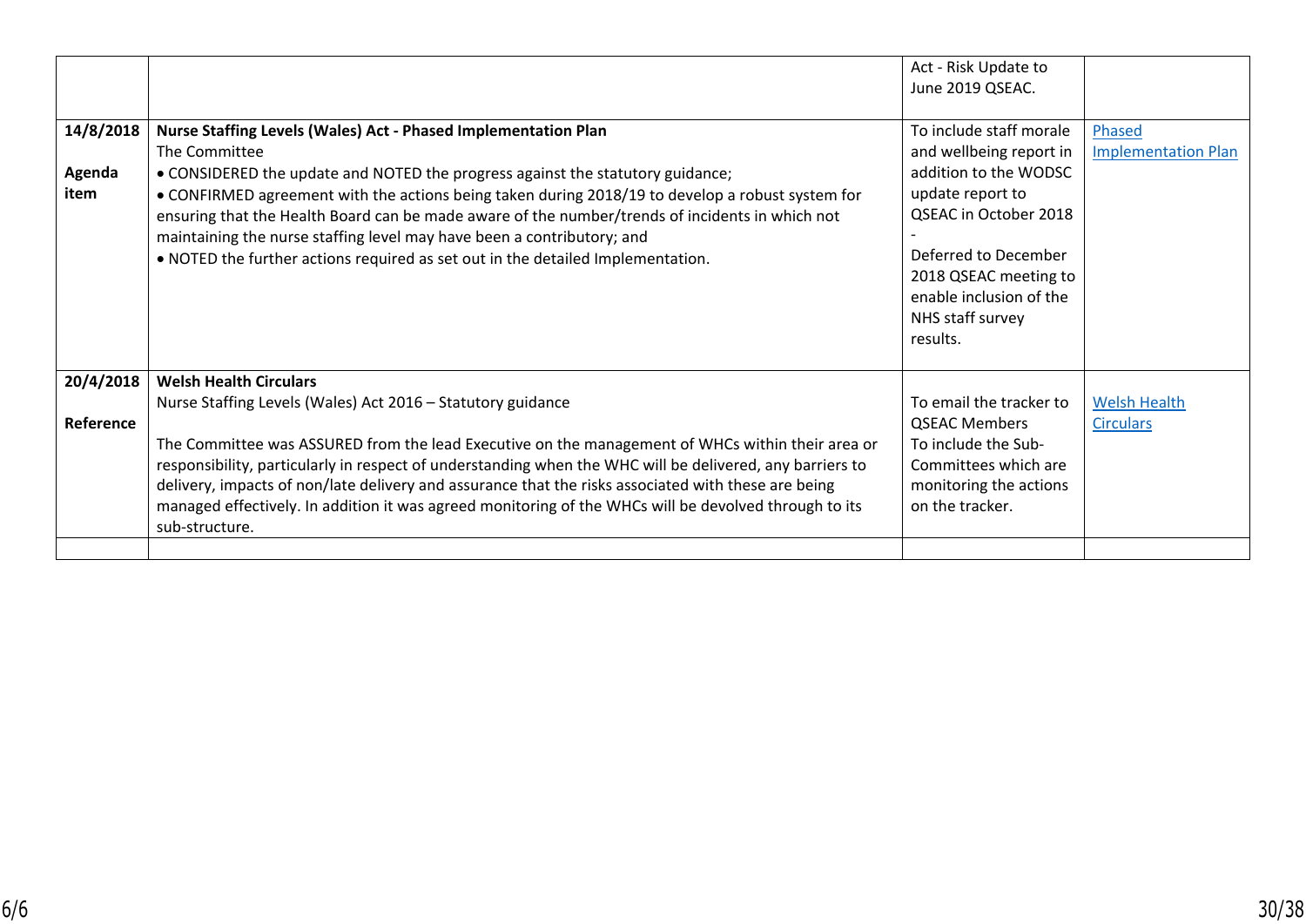| | | | |
|---|---|---|---|
| | | Act - Risk Update to June 2019 QSEAC. | |
| **14/8/2018**<br><br>**Agenda item** | **Nurse Staffing Levels (Wales) Act - Phased Implementation Plan**<br>The Committee<br>• CONSIDERED the update and NOTED the progress against the statutory guidance;<br>• CONFIRMED agreement with the actions being taken during 2018/19 to develop a robust system for ensuring that the Health Board can be made aware of the number/trends of incidents in which not maintaining the nurse staffing level may have been a contributory; and<br>• NOTED the further actions required as set out in the detailed Implementation. | To include staff morale and wellbeing report in addition to the WODSC update report to QSEAC in October 2018<br>-<br>Deferred to December 2018 QSEAC meeting to enable inclusion of the NHS staff survey results. | Phased Implementation Plan |
| **20/4/2018**<br><br>**Reference** | **Welsh Health Circulars**<br>Nurse Staffing Levels (Wales) Act 2016 – Statutory guidance<br><br>The Committee was ASSURED from the lead Executive on the management of WHCs within their area or responsibility, particularly in respect of understanding when the WHC will be delivered, any barriers to delivery, impacts of non/late delivery and assurance that the risks associated with these are being managed effectively. In addition it was agreed monitoring of the WHCs will be devolved through to its sub-structure. | To email the tracker to QSEAC Members<br>To include the Sub-Committees which are monitoring the actions on the tracker. | Welsh Health Circulars |
| | | | |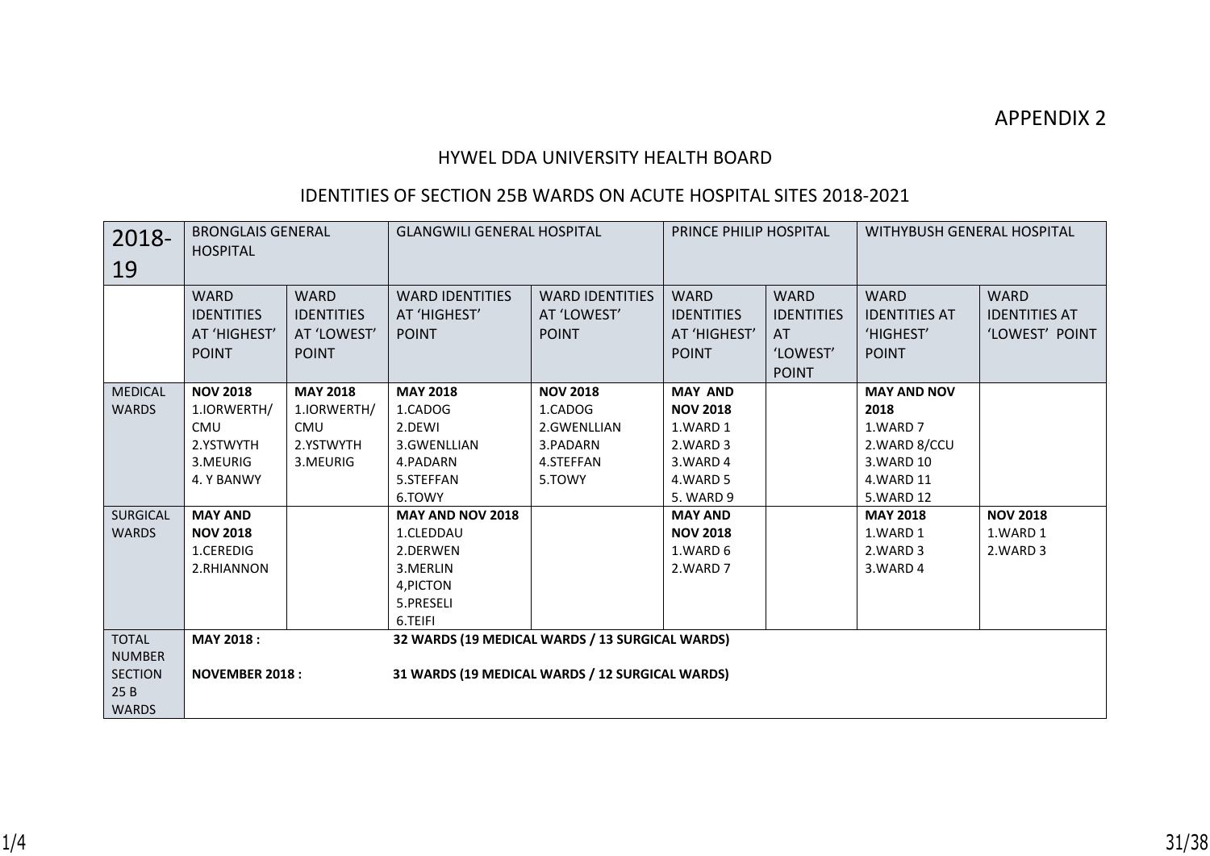APPENDIX 2

## HYWEL DDA UNIVERSITY HEALTH BOARD

## IDENTITIES OF SECTION 25B WARDS ON ACUTE HOSPITAL SITES 2018-2021

| 2018-19 | BRONGLAIS GENERAL HOSPITAL | | GLANGWILI GENERAL HOSPITAL | | PRINCE PHILIP HOSPITAL | | WITHYBUSH GENERAL HOSPITAL | |
|---|---|---|---|---|---|---|---|---|
| | WARD IDENTITIES AT 'HIGHEST' POINT | WARD IDENTITIES AT 'LOWEST' POINT | WARD IDENTITIES AT 'HIGHEST' POINT | WARD IDENTITIES AT 'LOWEST' POINT | WARD IDENTITIES AT 'HIGHEST' POINT | WARD IDENTITIES AT 'LOWEST' POINT | WARD IDENTITIES AT 'HIGHEST' POINT | WARD IDENTITIES AT 'LOWEST' POINT |
| MEDICAL WARDS | **NOV 2018**<br>1.IORWERTH/ CMU<br>2.YSTWYTH<br>3.MEURIG<br>4. Y BANWY | **MAY 2018**<br>1.IORWERTH/ CMU<br>2.YSTWYTH<br>3.MEURIG | **MAY 2018**<br>1.CADOG<br>2.DEWI<br>3.GWENLLIAN<br>4.PADARN<br>5.STEFFAN<br>6.TOWY | **NOV 2018**<br>1.CADOG<br>2.GWENLLIAN<br>3.PADARN<br>4.STEFFAN<br>5.TOWY | **MAY AND NOV 2018**<br>1.WARD 1<br>2.WARD 3<br>3.WARD 4<br>4.WARD 5<br>5. WARD 9 | | **MAY AND NOV 2018**<br>1.WARD 7<br>2.WARD 8/CCU<br>3.WARD 10<br>4.WARD 11<br>5.WARD 12 | |
| SURGICAL WARDS | **MAY AND NOV 2018**<br>1.CEREDIG<br>2.RHIANNON | | **MAY AND NOV 2018**<br>1.CLEDDAU<br>2.DERWEN<br>3.MERLIN<br>4,PICTON<br>5.PRESELI<br>6.TEIFI | | **MAY AND NOV 2018**<br>1.WARD 6<br>2.WARD 7 | | **MAY 2018**<br>1.WARD 1<br>2.WARD 3<br>3.WARD 4 | **NOV 2018**<br>1.WARD 1<br>2.WARD 3 |
| TOTAL NUMBER SECTION 25 B WARDS | **MAY 2018 :**<br><br>**NOVEMBER 2018 :** | | **32 WARDS (19 MEDICAL WARDS / 13 SURGICAL WARDS)**<br><br>**31 WARDS (19 MEDICAL WARDS / 12 SURGICAL WARDS)** | | | | | |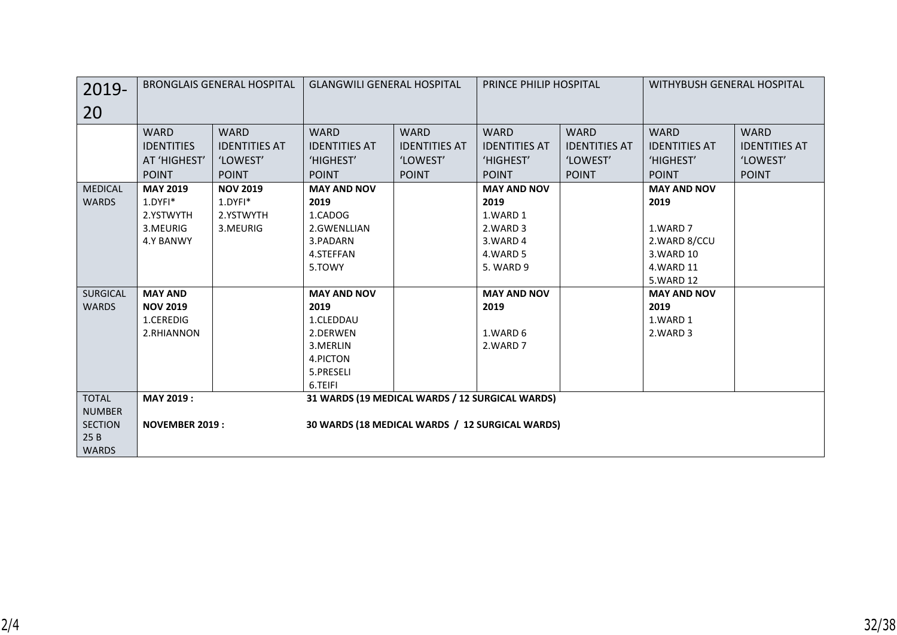| 2019-20 | BRONGLAIS GENERAL HOSPITAL | | GLANGWILI GENERAL HOSPITAL | | PRINCE PHILIP HOSPITAL | | WITHYBUSH GENERAL HOSPITAL | |
|---|---|---|---|---|---|---|---|---|
| | WARD IDENTITIES AT 'HIGHEST' POINT | WARD IDENTITIES AT 'LOWEST' POINT | WARD IDENTITIES AT 'HIGHEST' POINT | WARD IDENTITIES AT 'LOWEST' POINT | WARD IDENTITIES AT 'HIGHEST' POINT | WARD IDENTITIES AT 'LOWEST' POINT | WARD IDENTITIES AT 'HIGHEST' POINT | WARD IDENTITIES AT 'LOWEST' POINT |
| MEDICAL WARDS | **MAY 2019**<br>1.DYFI*<br>2.YSTWYTH<br>3.MEURIG<br>4.Y BANWY | **NOV 2019**<br>1.DYFI*<br>2.YSTWYTH<br>3.MEURIG | **MAY AND NOV 2019**<br>1.CADOG<br>2.GWENLLIAN<br>3.PADARN<br>4.STEFFAN<br>5.TOWY | | **MAY AND NOV 2019**<br>1.WARD 1<br>2.WARD 3<br>3.WARD 4<br>4.WARD 5<br>5. WARD 9 | | **MAY AND NOV 2019**<br>1.WARD 7<br>2.WARD 8/CCU<br>3.WARD 10<br>4.WARD 11<br>5.WARD 12 | |
| SURGICAL WARDS | **MAY AND NOV 2019**<br>1.CEREDIG<br>2.RHIANNON | | **MAY AND NOV 2019**<br>1.CLEDDAU<br>2.DERWEN<br>3.MERLIN<br>4.PICTON<br>5.PRESELI<br>6.TEIFI | | **MAY AND NOV 2019**<br>1.WARD 6<br>2.WARD 7 | | **MAY AND NOV 2019**<br>1.WARD 1<br>2.WARD 3 | |
| TOTAL NUMBER SECTION 25 B WARDS | **MAY 2019 :**<br><br>**NOVEMBER 2019 :** | | **31 WARDS (19 MEDICAL WARDS / 12 SURGICAL WARDS)**<br><br>**30 WARDS (18 MEDICAL WARDS / 12 SURGICAL WARDS)** | | | | | |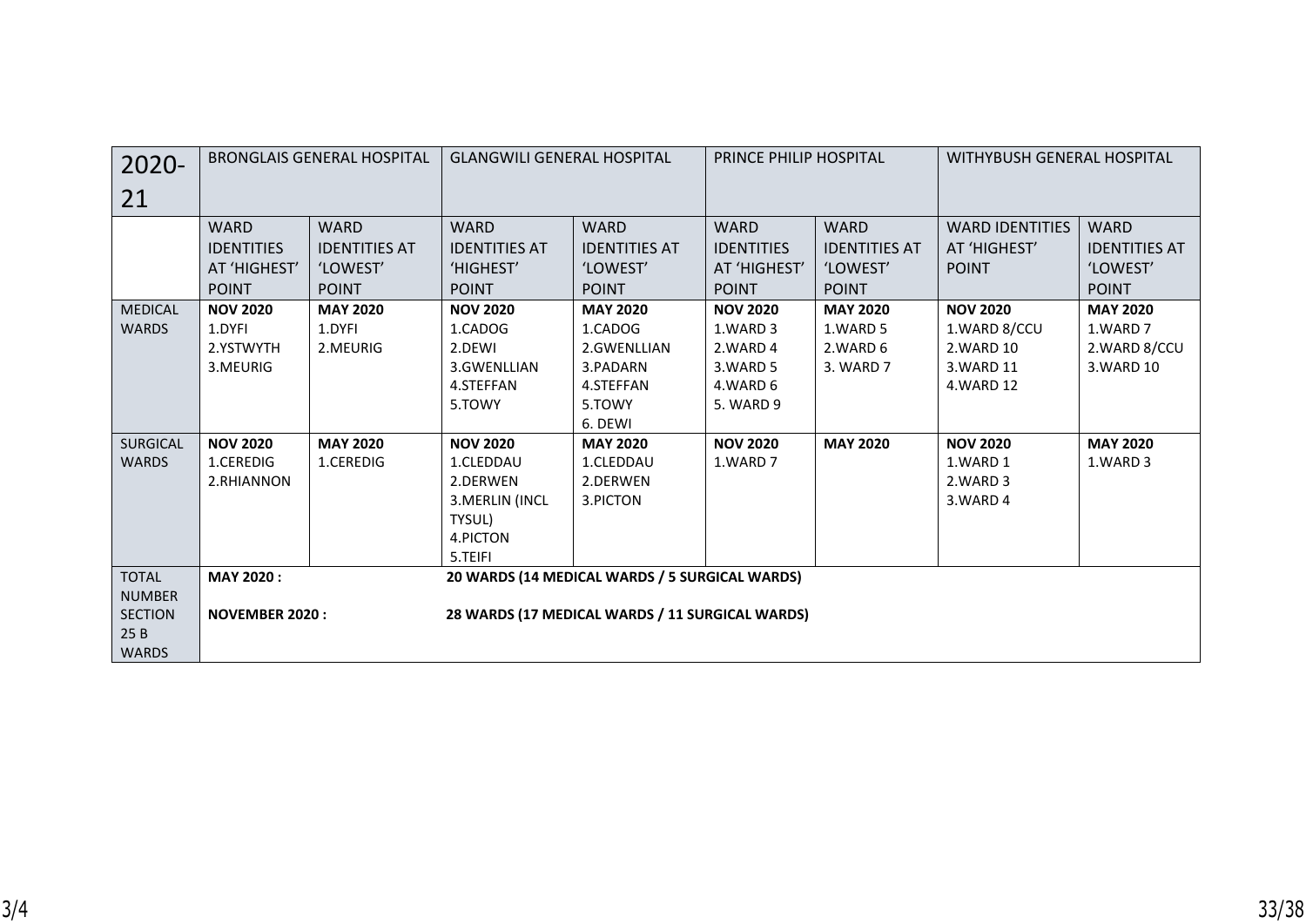| 2020-21 | BRONGLAIS GENERAL HOSPITAL | | GLANGWILI GENERAL HOSPITAL | | PRINCE PHILIP HOSPITAL | | WITHYBUSH GENERAL HOSPITAL | |
|---|---|---|---|---|---|---|---|---|
| | WARD IDENTITIES AT 'HIGHEST' POINT | WARD IDENTITIES AT 'LOWEST' POINT | WARD IDENTITIES AT 'HIGHEST' POINT | WARD IDENTITIES AT 'LOWEST' POINT | WARD IDENTITIES AT 'HIGHEST' POINT | WARD IDENTITIES AT 'LOWEST' POINT | WARD IDENTITIES AT 'HIGHEST' POINT | WARD IDENTITIES AT 'LOWEST' POINT |
| MEDICAL WARDS | **NOV 2020**<br>1.DYFI<br>2.YSTWYTH<br>3.MEURIG | **MAY 2020**<br>1.DYFI<br>2.MEURIG | **NOV 2020**<br>1.CADOG<br>2.DEWI<br>3.GWENLLIAN<br>4.STEFFAN<br>5.TOWY | **MAY 2020**<br>1.CADOG<br>2.GWENLLIAN<br>3.PADARN<br>4.STEFFAN<br>5.TOWY<br>6. DEWI | **NOV 2020**<br>1.WARD 3<br>2.WARD 4<br>3.WARD 5<br>4.WARD 6<br>5. WARD 9 | **MAY 2020**<br>1.WARD 5<br>2.WARD 6<br>3. WARD 7 | **NOV 2020**<br>1.WARD 8/CCU<br>2.WARD 10<br>3.WARD 11<br>4.WARD 12 | **MAY 2020**<br>1.WARD 7<br>2.WARD 8/CCU<br>3.WARD 10 |
| SURGICAL WARDS | **NOV 2020**<br>1.CEREDIG<br>2.RHIANNON | **MAY 2020**<br>1.CEREDIG | **NOV 2020**<br>1.CLEDDAU<br>2.DERWEN<br>3.MERLIN (INCL TYSUL)<br>4.PICTON<br>5.TEIFI | **MAY 2020**<br>1.CLEDDAU<br>2.DERWEN<br>3.PICTON | **NOV 2020**<br>1.WARD 7 | **MAY 2020** | **NOV 2020**<br>1.WARD 1<br>2.WARD 3<br>3.WARD 4 | **MAY 2020**<br>1.WARD 3 |
| TOTAL NUMBER SECTION 25 B WARDS | **MAY 2020 :**<br><br>**NOVEMBER 2020 :** | | **20 WARDS (14 MEDICAL WARDS / 5 SURGICAL WARDS)**<br><br>**28 WARDS (17 MEDICAL WARDS / 11 SURGICAL WARDS)** | | | | | |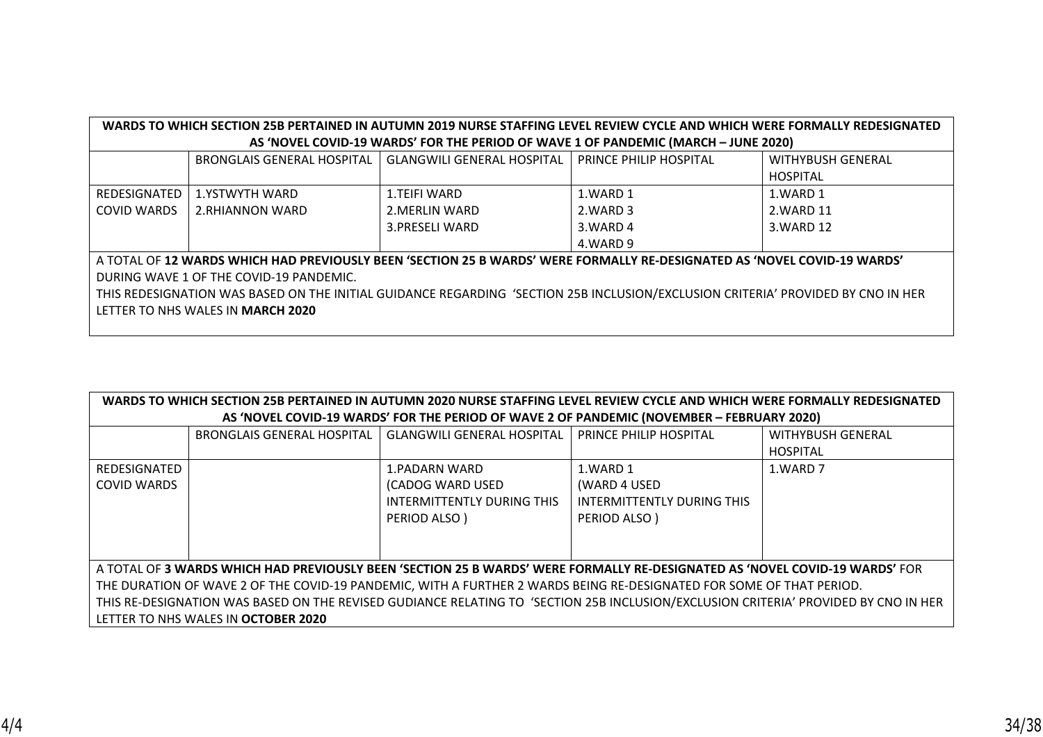| WARDS TO WHICH SECTION 25B PERTAINED IN AUTUMN 2019 NURSE STAFFING LEVEL REVIEW CYCLE AND WHICH WERE FORMALLY REDESIGNATED AS 'NOVEL COVID-19 WARDS' FOR THE PERIOD OF WAVE 1 OF PANDEMIC (MARCH – JUNE 2020) | | | | |
|---|---|---|---|---|
| | BRONGLAIS GENERAL HOSPITAL | GLANGWILI GENERAL HOSPITAL | PRINCE PHILIP HOSPITAL | WITHYBUSH GENERAL HOSPITAL |
| REDESIGNATED COVID WARDS | 1.YSTWYTH WARD<br>2.RHIANNON WARD | 1.TEIFI WARD<br>2.MERLIN WARD<br>3.PRESELI WARD | 1.WARD 1<br>2.WARD 3<br>3.WARD 4<br>4.WARD 9 | 1.WARD 1<br>2.WARD 11<br>3.WARD 12 |
| A TOTAL OF **12 WARDS WHICH HAD PREVIOUSLY BEEN 'SECTION 25 B WARDS' WERE FORMALLY RE-DESIGNATED AS 'NOVEL COVID-19 WARDS'** DURING WAVE 1 OF THE COVID-19 PANDEMIC.<br>THIS REDESIGNATION WAS BASED ON THE INITIAL GUIDANCE REGARDING 'SECTION 25B INCLUSION/EXCLUSION CRITERIA' PROVIDED BY CNO IN HER LETTER TO NHS WALES IN **MARCH 2020** | | | | |

| WARDS TO WHICH SECTION 25B PERTAINED IN AUTUMN 2020 NURSE STAFFING LEVEL REVIEW CYCLE AND WHICH WERE FORMALLY REDESIGNATED AS 'NOVEL COVID-19 WARDS' FOR THE PERIOD OF WAVE 2 OF PANDEMIC (NOVEMBER – FEBRUARY 2020) | | | | |
|---|---|---|---|---|
| | BRONGLAIS GENERAL HOSPITAL | GLANGWILI GENERAL HOSPITAL | PRINCE PHILIP HOSPITAL | WITHYBUSH GENERAL HOSPITAL |
| REDESIGNATED COVID WARDS | | 1.PADARN WARD<br>(CADOG WARD USED INTERMITTENTLY DURING THIS PERIOD ALSO ) | 1.WARD 1<br>(WARD 4 USED INTERMITTENTLY DURING THIS PERIOD ALSO ) | 1.WARD 7 |
| A TOTAL OF **3 WARDS WHICH HAD PREVIOUSLY BEEN 'SECTION 25 B WARDS' WERE FORMALLY RE-DESIGNATED AS 'NOVEL COVID-19 WARDS'** FOR THE DURATION OF WAVE 2 OF THE COVID-19 PANDEMIC, WITH A FURTHER 2 WARDS BEING RE-DESIGNATED FOR SOME OF THAT PERIOD.<br>THIS RE-DESIGNATION WAS BASED ON THE REVISED GUDIANCE RELATING TO 'SECTION 25B INCLUSION/EXCLUSION CRITERIA' PROVIDED BY CNO IN HER LETTER TO NHS WALES IN **OCTOBER 2020** | | | | |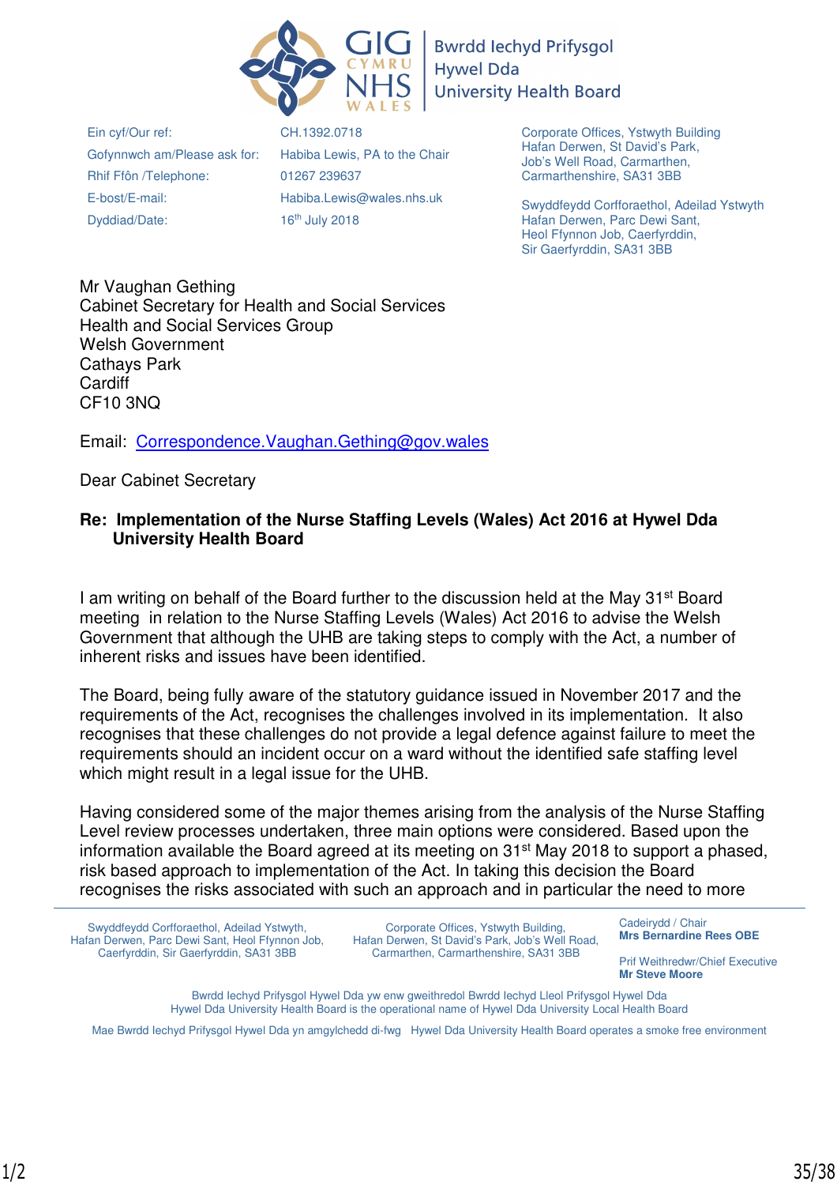Bwrdd Iechyd Prifysgol Hywel Dda University Health Board

| | |
|---|---|
| Ein cyf/Our ref: | CH.1392.0718 |
| Gofynnwch am/Please ask for: | Habiba Lewis, PA to the Chair |
| Rhif Ffôn /Telephone: | 01267 239637 |
| E-bost/E-mail: | Habiba.Lewis@wales.nhs.uk |
| Dyddiad/Date: | 16th July 2018 |

Corporate Offices, Ystwyth Building
Hafan Derwen, St David's Park,
Job's Well Road, Carmarthen,
Carmarthenshire, SA31 3BB

Swyddfeydd Corfforaethol, Adeilad Ystwyth
Hafan Derwen, Parc Dewi Sant,
Heol Ffynnon Job, Caerfyrddin,
Sir Gaerfyrddin, SA31 3BB

Mr Vaughan Gething
Cabinet Secretary for Health and Social Services
Health and Social Services Group
Welsh Government
Cathays Park
Cardiff
CF10 3NQ

Email: Correspondence.Vaughan.Gething@gov.wales

Dear Cabinet Secretary

**Re: Implementation of the Nurse Staffing Levels (Wales) Act 2016 at Hywel Dda University Health Board**

I am writing on behalf of the Board further to the discussion held at the May 31st Board meeting in relation to the Nurse Staffing Levels (Wales) Act 2016 to advise the Welsh Government that although the UHB are taking steps to comply with the Act, a number of inherent risks and issues have been identified.

The Board, being fully aware of the statutory guidance issued in November 2017 and the requirements of the Act, recognises the challenges involved in its implementation. It also recognises that these challenges do not provide a legal defence against failure to meet the requirements should an incident occur on a ward without the identified safe staffing level which might result in a legal issue for the UHB.

Having considered some of the major themes arising from the analysis of the Nurse Staffing Level review processes undertaken, three main options were considered. Based upon the information available the Board agreed at its meeting on 31st May 2018 to support a phased, risk based approach to implementation of the Act. In taking this decision the Board recognises the risks associated with such an approach and in particular the need to more

Swyddfeydd Corfforaethol, Adeilad Ystwyth, Hafan Derwen, Parc Dewi Sant, Heol Ffynnon Job, Caerfyrddin, Sir Gaerfyrddin, SA31 3BB

Corporate Offices, Ystwyth Building, Hafan Derwen, St David's Park, Job's Well Road, Carmarthen, Carmarthenshire, SA31 3BB

Cadeirydd / Chair
**Mrs Bernardine Rees OBE**

Prif Weithredwr/Chief Executive
**Mr Steve Moore**

Bwrdd Iechyd Prifysgol Hywel Dda yw enw gweithredol Bwrdd Iechyd Lleol Prifysgol Hywel Dda
Hywel Dda University Health Board is the operational name of Hywel Dda University Local Health Board

Mae Bwrdd Iechyd Prifysgol Hywel Dda yn amgylchedd di-fwg Hywel Dda University Health Board operates a smoke free environment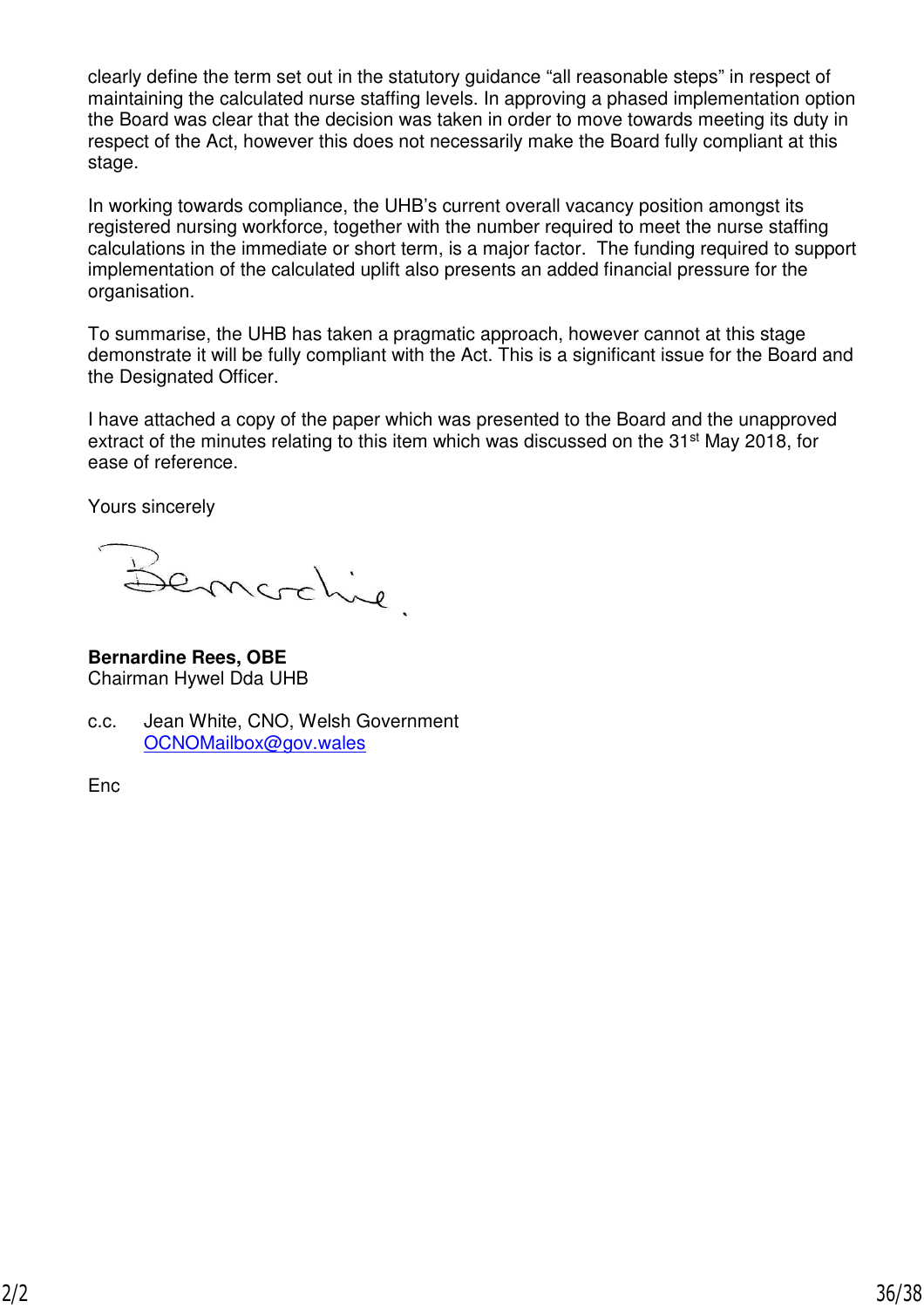clearly define the term set out in the statutory guidance "all reasonable steps" in respect of maintaining the calculated nurse staffing levels. In approving a phased implementation option the Board was clear that the decision was taken in order to move towards meeting its duty in respect of the Act, however this does not necessarily make the Board fully compliant at this stage.

In working towards compliance, the UHB's current overall vacancy position amongst its registered nursing workforce, together with the number required to meet the nurse staffing calculations in the immediate or short term, is a major factor. The funding required to support implementation of the calculated uplift also presents an added financial pressure for the organisation.

To summarise, the UHB has taken a pragmatic approach, however cannot at this stage demonstrate it will be fully compliant with the Act. This is a significant issue for the Board and the Designated Officer.

I have attached a copy of the paper which was presented to the Board and the unapproved extract of the minutes relating to this item which was discussed on the 31st May 2018, for ease of reference.

Yours sincerely

Bernardine

**Bernardine Rees, OBE**
Chairman Hywel Dda UHB

c.c. Jean White, CNO, Welsh Government
OCNOMailbox@gov.wales

Enc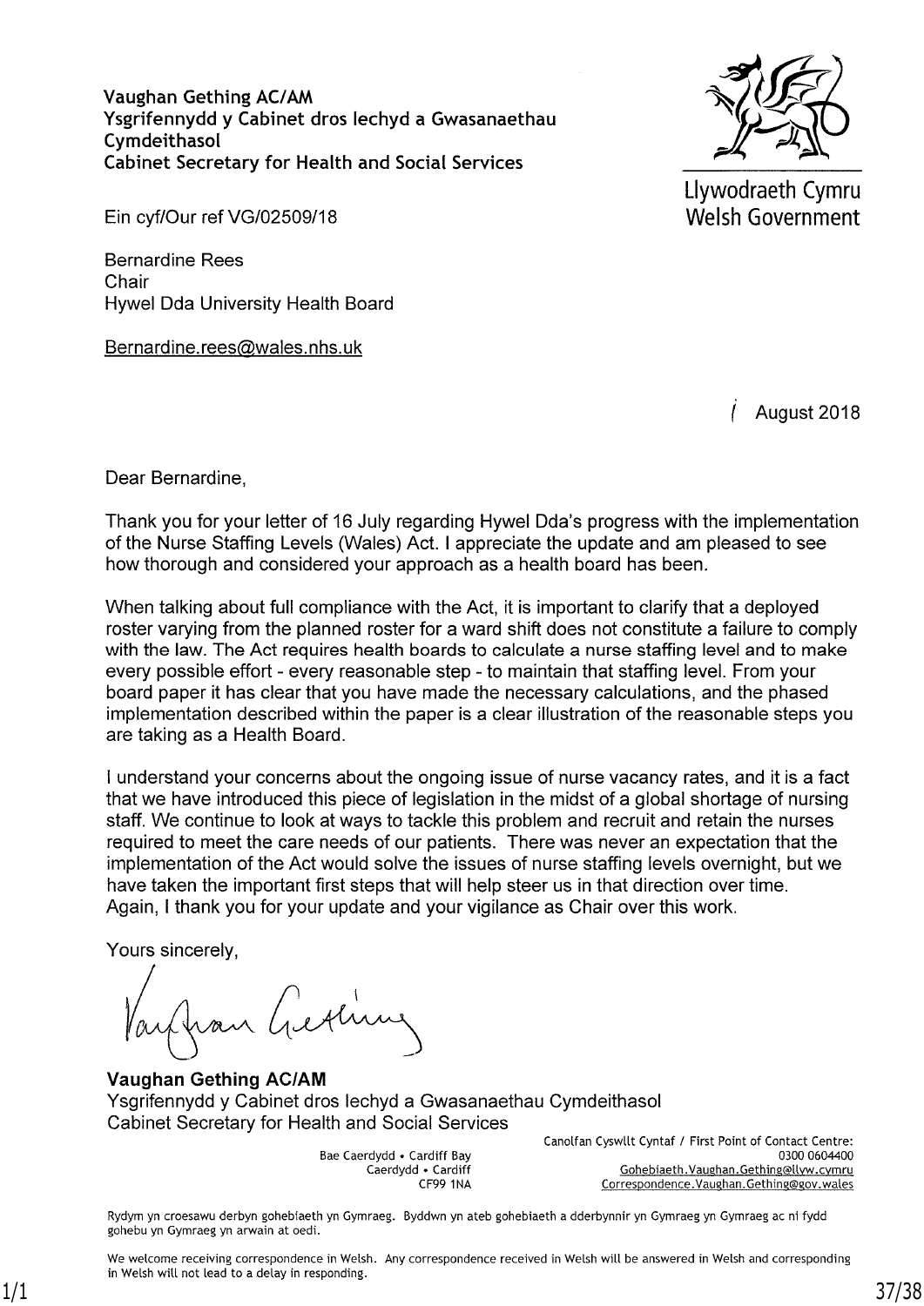**Vaughan Gething AC/AM**
**Ysgrifennydd y Cabinet dros Iechyd a Gwasanaethau Cymdeithasol**
**Cabinet Secretary for Health and Social Services**

Llywodraeth Cymru
Welsh Government

Ein cyf/Our ref VG/02509/18

Bernardine Rees
Chair
Hywel Dda University Health Board

Bernardine.rees@wales.nhs.uk

/ August 2018

Dear Bernardine,

Thank you for your letter of 16 July regarding Hywel Dda's progress with the implementation of the Nurse Staffing Levels (Wales) Act. I appreciate the update and am pleased to see how thorough and considered your approach as a health board has been.

When talking about full compliance with the Act, it is important to clarify that a deployed roster varying from the planned roster for a ward shift does not constitute a failure to comply with the law. The Act requires health boards to calculate a nurse staffing level and to make every possible effort - every reasonable step - to maintain that staffing level. From your board paper it has clear that you have made the necessary calculations, and the phased implementation described within the paper is a clear illustration of the reasonable steps you are taking as a Health Board.

I understand your concerns about the ongoing issue of nurse vacancy rates, and it is a fact that we have introduced this piece of legislation in the midst of a global shortage of nursing staff. We continue to look at ways to tackle this problem and recruit and retain the nurses required to meet the care needs of our patients. There was never an expectation that the implementation of the Act would solve the issues of nurse staffing levels overnight, but we have taken the important first steps that will help steer us in that direction over time. Again, I thank you for your update and your vigilance as Chair over this work.

Yours sincerely,

**Vaughan Gething AC/AM**
Ysgrifennydd y Cabinet dros Iechyd a Gwasanaethau Cymdeithasol
Cabinet Secretary for Health and Social Services

Bae Caerdydd • Cardiff Bay
Caerdydd • Cardiff
CF99 1NA

Canolfan Cyswllt Cyntaf / First Point of Contact Centre:
0300 0604400
Gohebiaeth.Vaughan.Gething@llyw.cymru
Correspondence.Vaughan.Gething@gov.wales

Rydym yn croesawu derbyn gohebiaeth yn Gymraeg. Byddwn yn ateb gohebiaeth a dderbynnir yn Gymraeg yn Gymraeg ac ni fydd gohebu yn Gymraeg yn arwain at oedi.

We welcome receiving correspondence in Welsh. Any correspondence received in Welsh will be answered in Welsh and corresponding in Welsh will not lead to a delay in responding.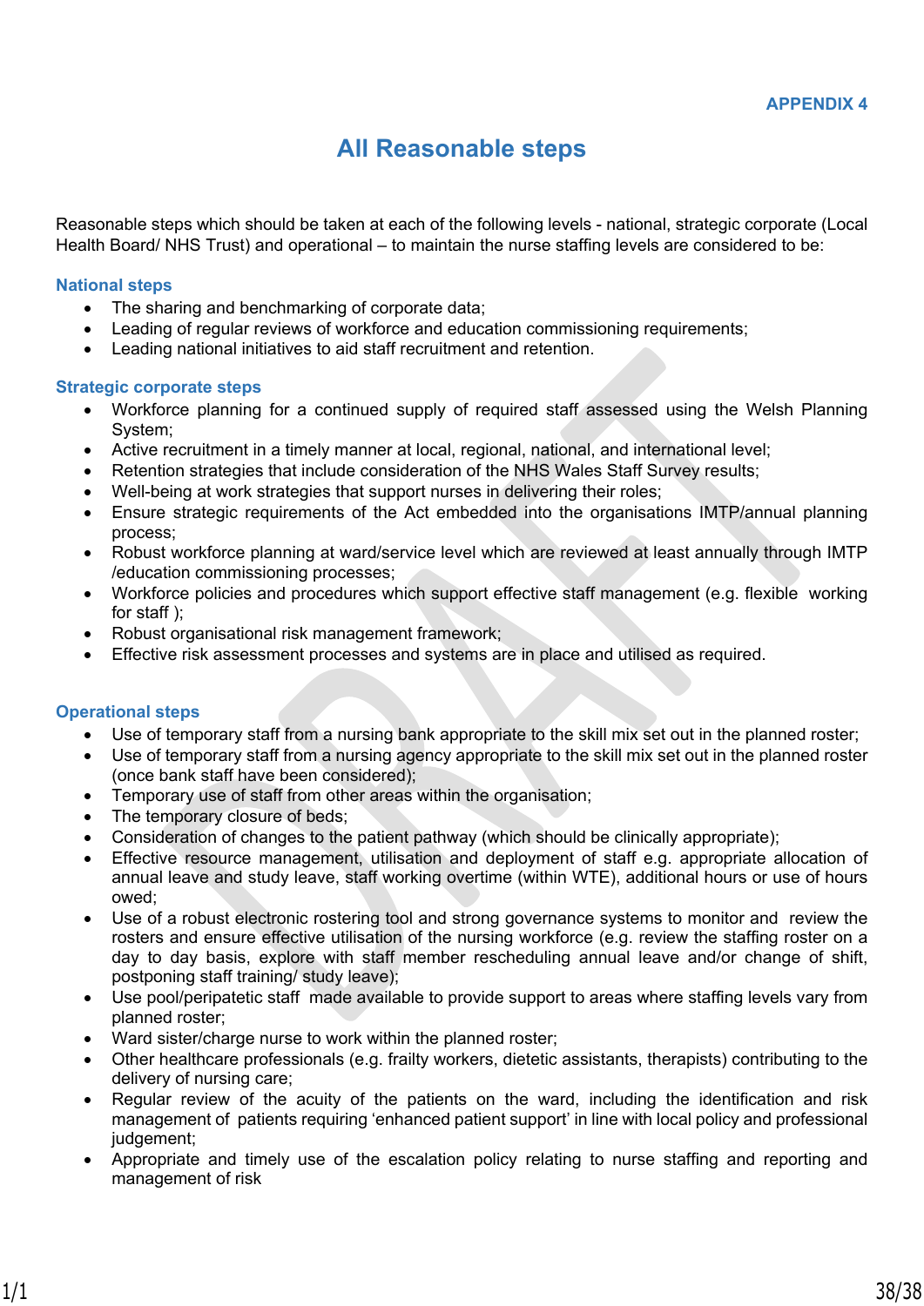APPENDIX 4

# All Reasonable steps

Reasonable steps which should be taken at each of the following levels - national, strategic corporate (Local Health Board/ NHS Trust) and operational – to maintain the nurse staffing levels are considered to be:

### National steps

- The sharing and benchmarking of corporate data;
- Leading of regular reviews of workforce and education commissioning requirements;
- Leading national initiatives to aid staff recruitment and retention.

### Strategic corporate steps

- Workforce planning for a continued supply of required staff assessed using the Welsh Planning System;
- Active recruitment in a timely manner at local, regional, national, and international level;
- Retention strategies that include consideration of the NHS Wales Staff Survey results;
- Well-being at work strategies that support nurses in delivering their roles;
- Ensure strategic requirements of the Act embedded into the organisations IMTP/annual planning process;
- Robust workforce planning at ward/service level which are reviewed at least annually through IMTP /education commissioning processes;
- Workforce policies and procedures which support effective staff management (e.g. flexible working for staff );
- Robust organisational risk management framework;
- Effective risk assessment processes and systems are in place and utilised as required.

### Operational steps

- Use of temporary staff from a nursing bank appropriate to the skill mix set out in the planned roster;
- Use of temporary staff from a nursing agency appropriate to the skill mix set out in the planned roster (once bank staff have been considered);
- Temporary use of staff from other areas within the organisation;
- The temporary closure of beds;
- Consideration of changes to the patient pathway (which should be clinically appropriate);
- Effective resource management, utilisation and deployment of staff e.g. appropriate allocation of annual leave and study leave, staff working overtime (within WTE), additional hours or use of hours owed;
- Use of a robust electronic rostering tool and strong governance systems to monitor and review the rosters and ensure effective utilisation of the nursing workforce (e.g. review the staffing roster on a day to day basis, explore with staff member rescheduling annual leave and/or change of shift, postponing staff training/ study leave);
- Use pool/peripatetic staff made available to provide support to areas where staffing levels vary from planned roster;
- Ward sister/charge nurse to work within the planned roster;
- Other healthcare professionals (e.g. frailty workers, dietetic assistants, therapists) contributing to the delivery of nursing care;
- Regular review of the acuity of the patients on the ward, including the identification and risk management of patients requiring 'enhanced patient support' in line with local policy and professional judgement;
- Appropriate and timely use of the escalation policy relating to nurse staffing and reporting and management of risk